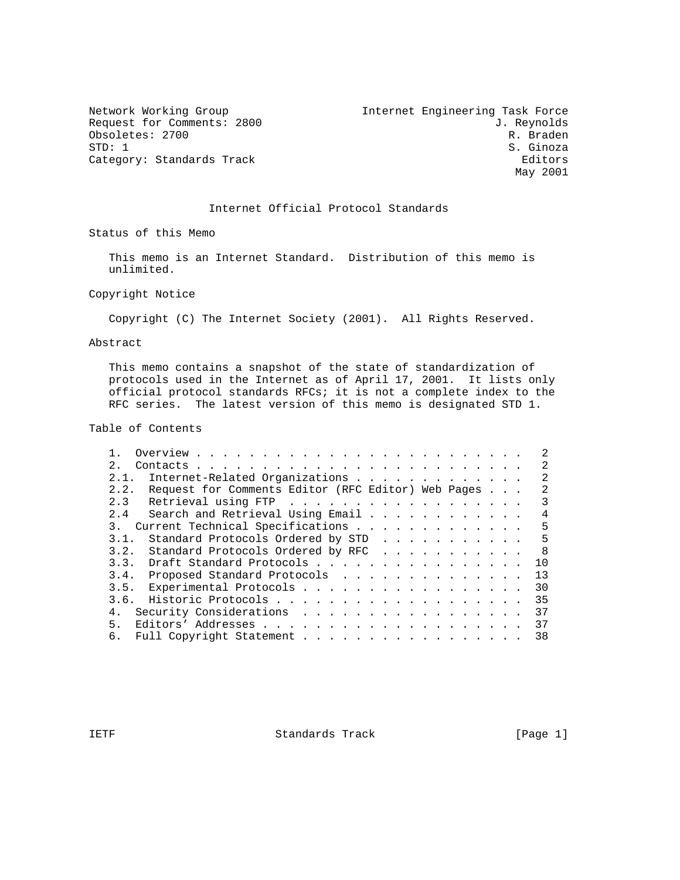Network Working Group                                  Internet Engineering Task Force
Request for Comments: 2800                                               J. Reynolds
Obsoletes: 2700                                                            R. Braden
STD: 1                                                                     S. Ginoza
Category: Standards Track                                                    Editors
                                                                            May 2001

# Internet Official Protocol Standards

## Status of this Memo

This memo is an Internet Standard. Distribution of this memo is unlimited.

## Copyright Notice

Copyright (C) The Internet Society (2001). All Rights Reserved.

## Abstract

This memo contains a snapshot of the state of standardization of protocols used in the Internet as of April 17, 2001. It lists only official protocol standards RFCs; it is not a complete index to the RFC series. The latest version of this memo is designated STD 1.

## Table of Contents

```
1.   Overview . . . . . . . . . . . . . . . . . . . . . . . . .   2
2.   Contacts . . . . . . . . . . . . . . . . . . . . . . . . .   2
2.1.  Internet-Related Organizations . . . . . . . . . . . . .   2
2.2.  Request for Comments Editor (RFC Editor) Web Pages . . .   2
2.3   Retrieval using FTP  . . . . . . . . . . . . . . . . . .   3
2.4   Search and Retrieval Using Email . . . . . . . . . . . .   4
3.   Current Technical Specifications . . . . . . . . . . . . .   5
3.1.  Standard Protocols Ordered by STD  . . . . . . . . . . .   5
3.2.  Standard Protocols Ordered by RFC  . . . . . . . . . . .   8
3.3.  Draft Standard Protocols . . . . . . . . . . . . . . . .  10
3.4.  Proposed Standard Protocols  . . . . . . . . . . . . . .  13
3.5.  Experimental Protocols . . . . . . . . . . . . . . . . .  30
3.6.  Historic Protocols . . . . . . . . . . . . . . . . . . .  35
4.   Security Considerations  . . . . . . . . . . . . . . . . .  37
5.   Editors' Addresses . . . . . . . . . . . . . . . . . . . .  37
6.   Full Copyright Statement . . . . . . . . . . . . . . . . .  38
```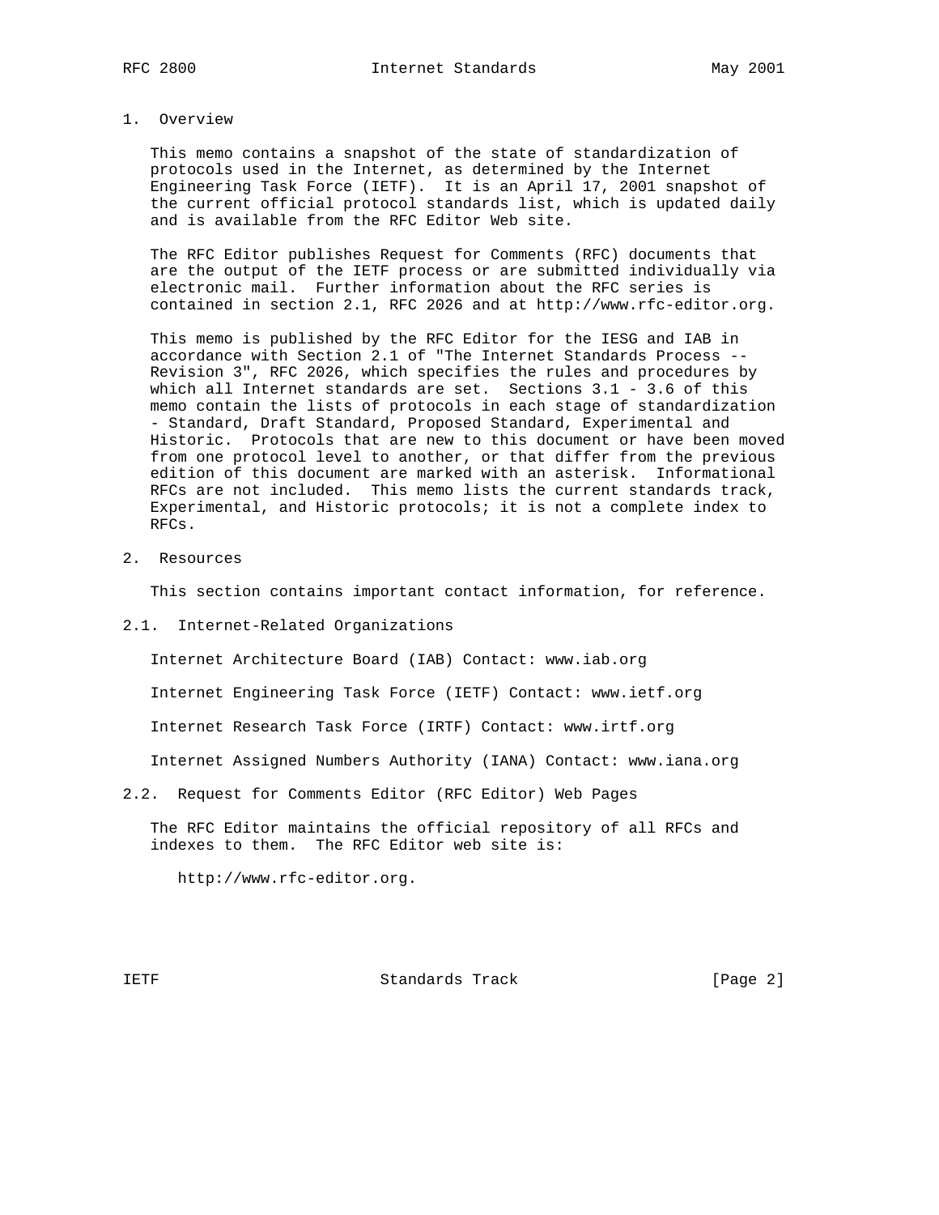## 1. Overview

This memo contains a snapshot of the state of standardization of protocols used in the Internet, as determined by the Internet Engineering Task Force (IETF). It is an April 17, 2001 snapshot of the current official protocol standards list, which is updated daily and is available from the RFC Editor Web site.

The RFC Editor publishes Request for Comments (RFC) documents that are the output of the IETF process or are submitted individually via electronic mail. Further information about the RFC series is contained in section 2.1, RFC 2026 and at http://www.rfc-editor.org.

This memo is published by the RFC Editor for the IESG and IAB in accordance with Section 2.1 of "The Internet Standards Process -- Revision 3", RFC 2026, which specifies the rules and procedures by which all Internet standards are set. Sections 3.1 - 3.6 of this memo contain the lists of protocols in each stage of standardization - Standard, Draft Standard, Proposed Standard, Experimental and Historic. Protocols that are new to this document or have been moved from one protocol level to another, or that differ from the previous edition of this document are marked with an asterisk. Informational RFCs are not included. This memo lists the current standards track, Experimental, and Historic protocols; it is not a complete index to RFCs.

## 2. Resources

This section contains important contact information, for reference.

### 2.1. Internet-Related Organizations

Internet Architecture Board (IAB) Contact: www.iab.org

Internet Engineering Task Force (IETF) Contact: www.ietf.org

Internet Research Task Force (IRTF) Contact: www.irtf.org

Internet Assigned Numbers Authority (IANA) Contact: www.iana.org

### 2.2. Request for Comments Editor (RFC Editor) Web Pages

The RFC Editor maintains the official repository of all RFCs and indexes to them. The RFC Editor web site is:

http://www.rfc-editor.org.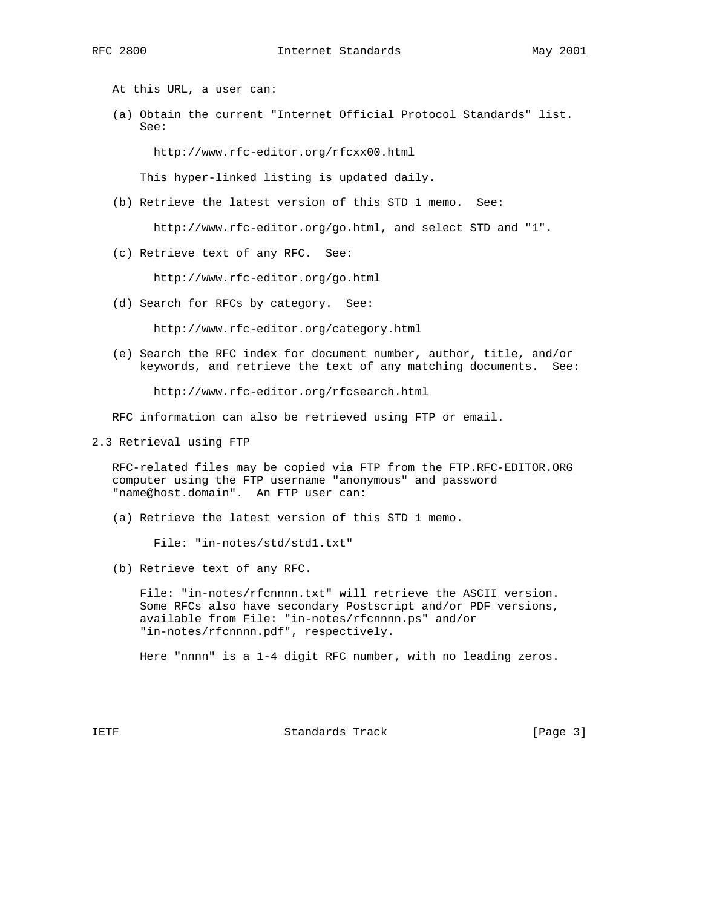At this URL, a user can:

(a) Obtain the current "Internet Official Protocol Standards" list. See:

    http://www.rfc-editor.org/rfcxx00.html

This hyper-linked listing is updated daily.

(b) Retrieve the latest version of this STD 1 memo. See:

    http://www.rfc-editor.org/go.html, and select STD and "1".

(c) Retrieve text of any RFC. See:

    http://www.rfc-editor.org/go.html

(d) Search for RFCs by category. See:

    http://www.rfc-editor.org/category.html

(e) Search the RFC index for document number, author, title, and/or keywords, and retrieve the text of any matching documents. See:

    http://www.rfc-editor.org/rfcsearch.html

RFC information can also be retrieved using FTP or email.

## 2.3 Retrieval using FTP

RFC-related files may be copied via FTP from the FTP.RFC-EDITOR.ORG computer using the FTP username "anonymous" and password "name@host.domain". An FTP user can:

(a) Retrieve the latest version of this STD 1 memo.

    File: "in-notes/std/std1.txt"

(b) Retrieve text of any RFC.

File: "in-notes/rfcnnnn.txt" will retrieve the ASCII version. Some RFCs also have secondary Postscript and/or PDF versions, available from File: "in-notes/rfcnnnn.ps" and/or "in-notes/rfcnnnn.pdf", respectively.

Here "nnnn" is a 1-4 digit RFC number, with no leading zeros.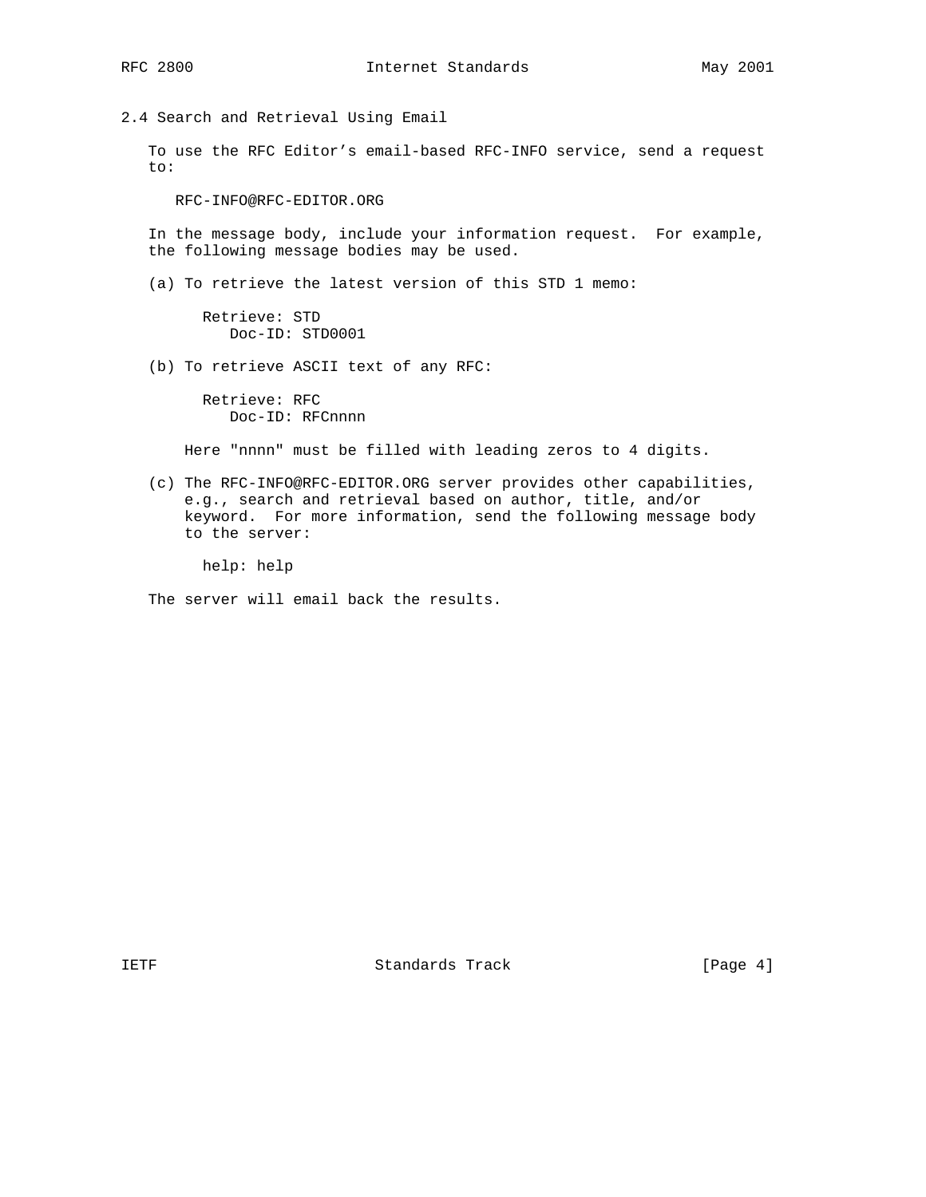### 2.4 Search and Retrieval Using Email

To use the RFC Editor's email-based RFC-INFO service, send a request to:

```
RFC-INFO@RFC-EDITOR.ORG
```

In the message body, include your information request. For example, the following message bodies may be used.

(a) To retrieve the latest version of this STD 1 memo:

```
Retrieve: STD
   Doc-ID: STD0001
```

(b) To retrieve ASCII text of any RFC:

```
Retrieve: RFC
   Doc-ID: RFCnnnn
```

Here "nnnn" must be filled with leading zeros to 4 digits.

(c) The RFC-INFO@RFC-EDITOR.ORG server provides other capabilities, e.g., search and retrieval based on author, title, and/or keyword. For more information, send the following message body to the server:

```
help: help
```

The server will email back the results.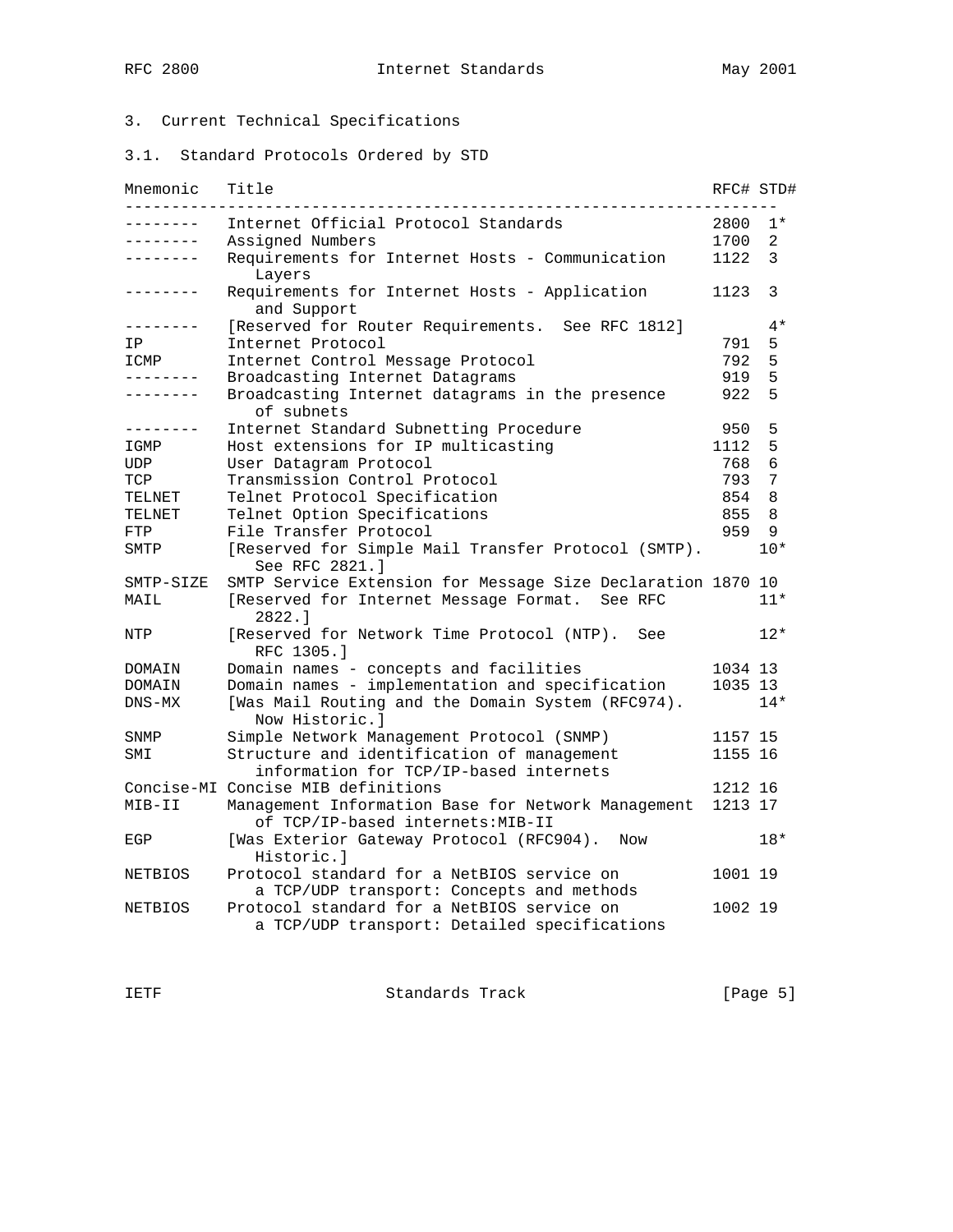## 3. Current Technical Specifications

### 3.1. Standard Protocols Ordered by STD

| Mnemonic | Title | RFC# | STD# |
|---|---|---|---|
| -------- | Internet Official Protocol Standards | 2800 | 1* |
| -------- | Assigned Numbers | 1700 | 2 |
| -------- | Requirements for Internet Hosts - Communication Layers | 1122 | 3 |
| -------- | Requirements for Internet Hosts - Application and Support | 1123 | 3 |
| -------- | [Reserved for Router Requirements. See RFC 1812] | | 4* |
| IP | Internet Protocol | 791 | 5 |
| ICMP | Internet Control Message Protocol | 792 | 5 |
| -------- | Broadcasting Internet Datagrams | 919 | 5 |
| -------- | Broadcasting Internet datagrams in the presence of subnets | 922 | 5 |
| -------- | Internet Standard Subnetting Procedure | 950 | 5 |
| IGMP | Host extensions for IP multicasting | 1112 | 5 |
| UDP | User Datagram Protocol | 768 | 6 |
| TCP | Transmission Control Protocol | 793 | 7 |
| TELNET | Telnet Protocol Specification | 854 | 8 |
| TELNET | Telnet Option Specifications | 855 | 8 |
| FTP | File Transfer Protocol | 959 | 9 |
| SMTP | [Reserved for Simple Mail Transfer Protocol (SMTP). See RFC 2821.] | | 10* |
| SMTP-SIZE | SMTP Service Extension for Message Size Declaration | 1870 | 10 |
| MAIL | [Reserved for Internet Message Format. See RFC 2822.] | | 11* |
| NTP | [Reserved for Network Time Protocol (NTP). See RFC 1305.] | | 12* |
| DOMAIN | Domain names - concepts and facilities | 1034 | 13 |
| DOMAIN | Domain names - implementation and specification | 1035 | 13 |
| DNS-MX | [Was Mail Routing and the Domain System (RFC974). Now Historic.] | | 14* |
| SNMP | Simple Network Management Protocol (SNMP) | 1157 | 15 |
| SMI | Structure and identification of management information for TCP/IP-based internets | 1155 | 16 |
| Concise-MI | Concise MIB definitions | 1212 | 16 |
| MIB-II | Management Information Base for Network Management of TCP/IP-based internets:MIB-II | 1213 | 17 |
| EGP | [Was Exterior Gateway Protocol (RFC904). Now Historic.] | | 18* |
| NETBIOS | Protocol standard for a NetBIOS service on a TCP/UDP transport: Concepts and methods | 1001 | 19 |
| NETBIOS | Protocol standard for a NetBIOS service on a TCP/UDP transport: Detailed specifications | 1002 | 19 |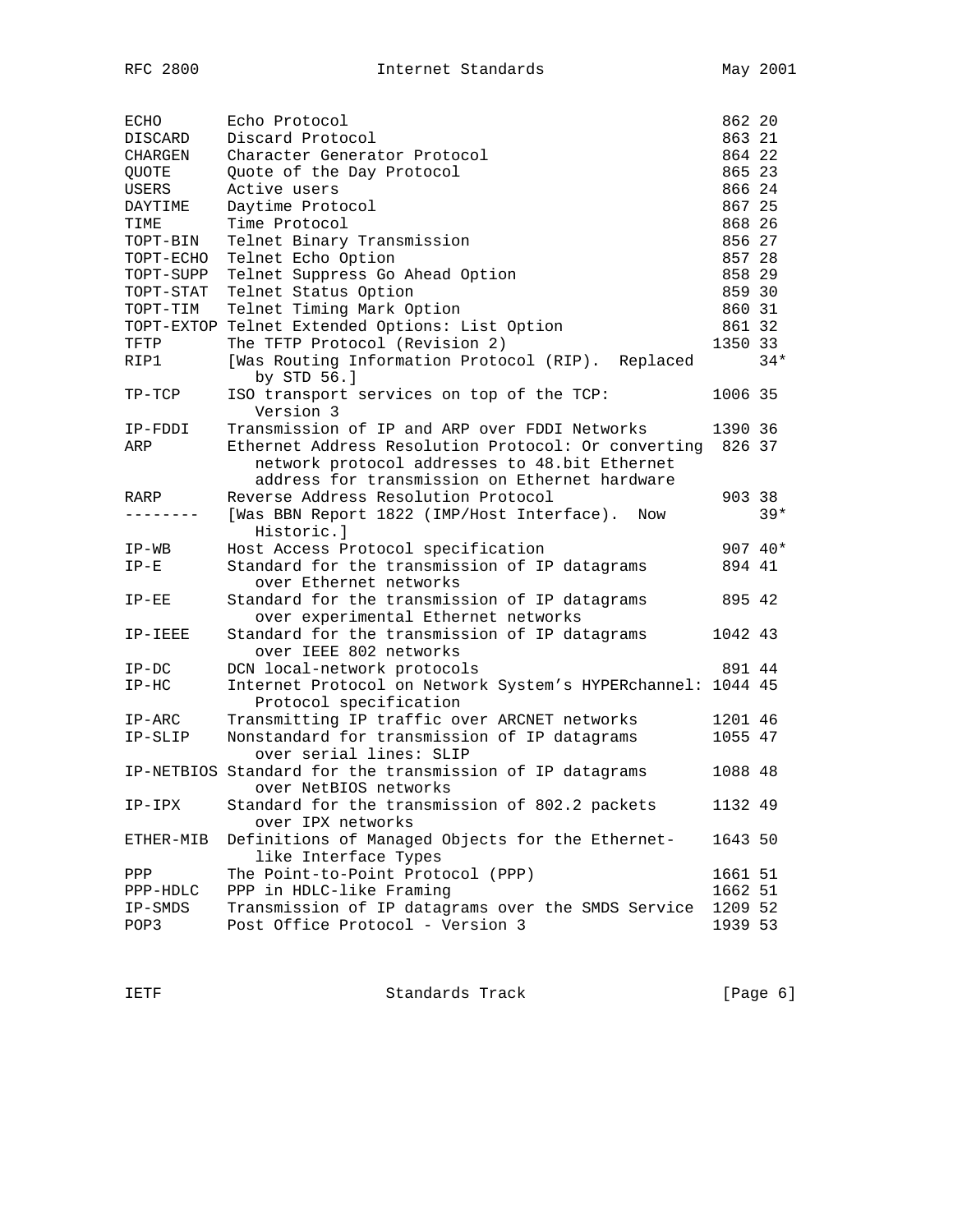```
ECHO       Echo Protocol                                        862 20
DISCARD    Discard Protocol                                     863 21
CHARGEN    Character Generator Protocol                         864 22
QUOTE      Quote of the Day Protocol                            865 23
USERS      Active users                                         866 24
DAYTIME    Daytime Protocol                                     867 25
TIME       Time Protocol                                        868 26
TOPT-BIN   Telnet Binary Transmission                           856 27
TOPT-ECHO  Telnet Echo Option                                   857 28
TOPT-SUPP  Telnet Suppress Go Ahead Option                      858 29
TOPT-STAT  Telnet Status Option                                 859 30
TOPT-TIM   Telnet Timing Mark Option                            860 31
TOPT-EXTOP Telnet Extended Options: List Option                 861 32
TFTP       The TFTP Protocol (Revision 2)                      1350 33
RIP1       [Was Routing Information Protocol (RIP).  Replaced       34*
              by STD 56.]
TP-TCP     ISO transport services on top of the TCP:           1006 35
              Version 3
IP-FDDI    Transmission of IP and ARP over FDDI Networks       1390 36
ARP        Ethernet Address Resolution Protocol: Or converting  826 37
              network protocol addresses to 48.bit Ethernet
              address for transmission on Ethernet hardware
RARP       Reverse Address Resolution Protocol                  903 38
--------   [Was BBN Report 1822 (IMP/Host Interface).  Now          39*
              Historic.]
IP-WB      Host Access Protocol specification                   907 40*
IP-E       Standard for the transmission of IP datagrams        894 41
              over Ethernet networks
IP-EE      Standard for the transmission of IP datagrams        895 42
              over experimental Ethernet networks
IP-IEEE    Standard for the transmission of IP datagrams       1042 43
              over IEEE 802 networks
IP-DC      DCN local-network protocols                          891 44
IP-HC      Internet Protocol on Network System's HYPERchannel: 1044 45
              Protocol specification
IP-ARC     Transmitting IP traffic over ARCNET networks        1201 46
IP-SLIP    Nonstandard for transmission of IP datagrams        1055 47
              over serial lines: SLIP
IP-NETBIOS Standard for the transmission of IP datagrams       1088 48
              over NetBIOS networks
IP-IPX     Standard for the transmission of 802.2 packets      1132 49
              over IPX networks
ETHER-MIB  Definitions of Managed Objects for the Ethernet-    1643 50
              like Interface Types
PPP        The Point-to-Point Protocol (PPP)                   1661 51
PPP-HDLC   PPP in HDLC-like Framing                            1662 51
IP-SMDS    Transmission of IP datagrams over the SMDS Service  1209 52
POP3       Post Office Protocol - Version 3                    1939 53
```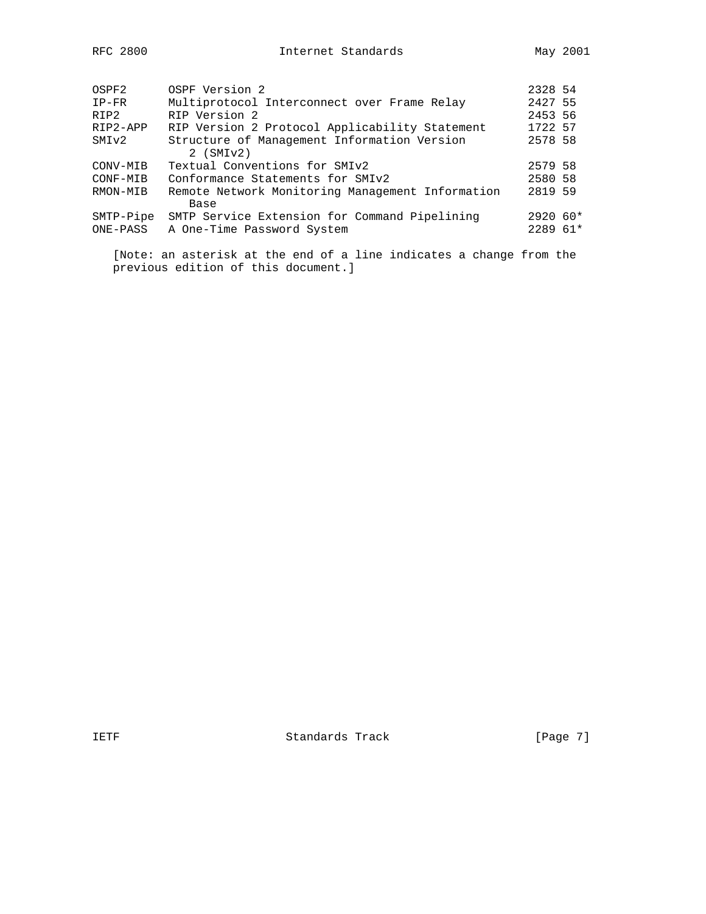| | | | |
|---|---|---|---|
| OSPF2 | OSPF Version 2 | 2328 | 54 |
| IP-FR | Multiprotocol Interconnect over Frame Relay | 2427 | 55 |
| RIP2 | RIP Version 2 | 2453 | 56 |
| RIP2-APP | RIP Version 2 Protocol Applicability Statement | 1722 | 57 |
| SMIv2 | Structure of Management Information Version 2 (SMIv2) | 2578 | 58 |
| CONV-MIB | Textual Conventions for SMIv2 | 2579 | 58 |
| CONF-MIB | Conformance Statements for SMIv2 | 2580 | 58 |
| RMON-MIB | Remote Network Monitoring Management Information Base | 2819 | 59 |
| SMTP-Pipe | SMTP Service Extension for Command Pipelining | 2920 | 60* |
| ONE-PASS | A One-Time Password System | 2289 | 61* |

[Note: an asterisk at the end of a line indicates a change from the previous edition of this document.]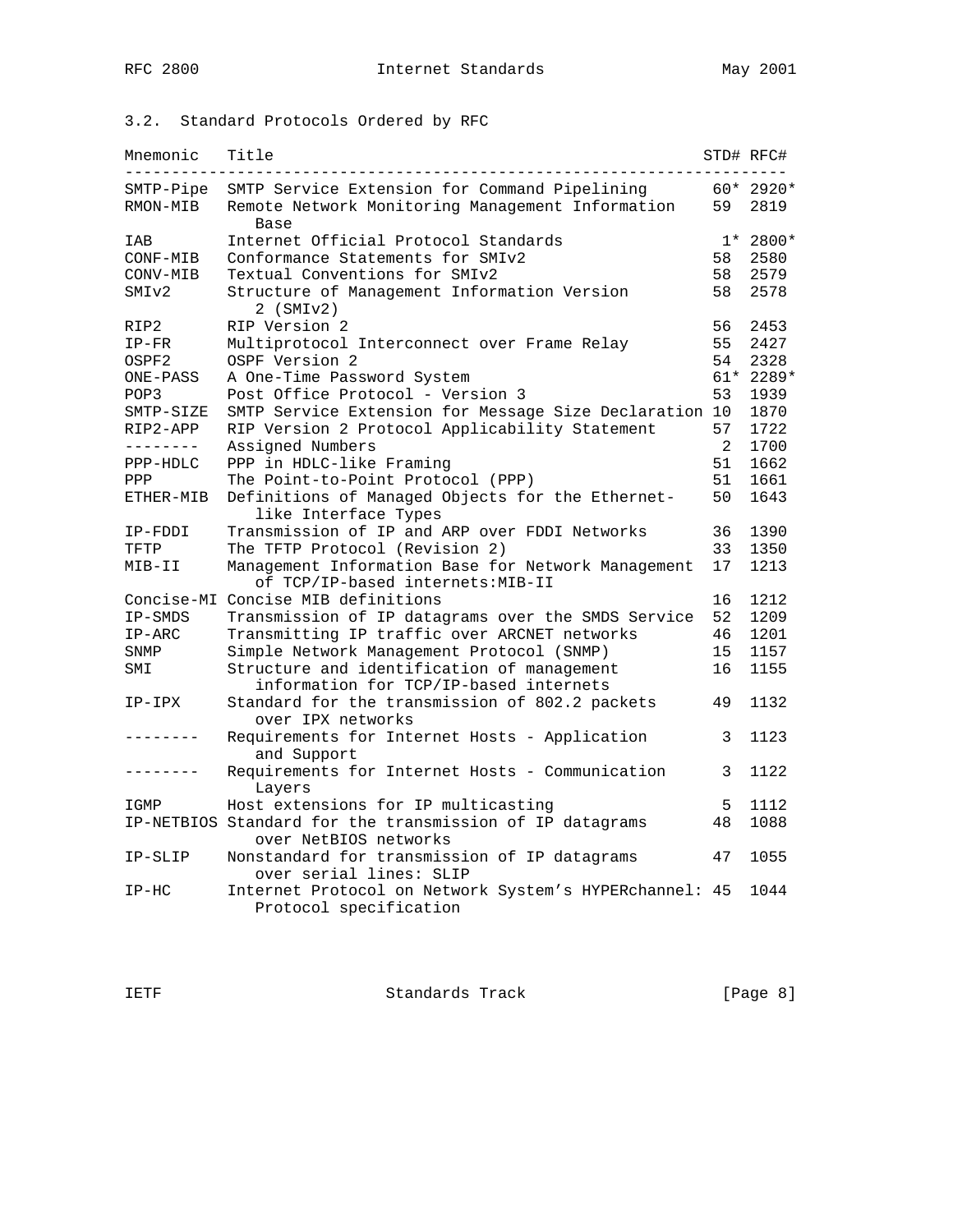### 3.2. Standard Protocols Ordered by RFC

| Mnemonic | Title | STD# | RFC# |
|---|---|---|---|
| SMTP-Pipe | SMTP Service Extension for Command Pipelining | 60* | 2920* |
| RMON-MIB | Remote Network Monitoring Management Information Base | 59 | 2819 |
| IAB | Internet Official Protocol Standards | 1* | 2800* |
| CONF-MIB | Conformance Statements for SMIv2 | 58 | 2580 |
| CONV-MIB | Textual Conventions for SMIv2 | 58 | 2579 |
| SMIv2 | Structure of Management Information Version 2 (SMIv2) | 58 | 2578 |
| RIP2 | RIP Version 2 | 56 | 2453 |
| IP-FR | Multiprotocol Interconnect over Frame Relay | 55 | 2427 |
| OSPF2 | OSPF Version 2 | 54 | 2328 |
| ONE-PASS | A One-Time Password System | 61* | 2289* |
| POP3 | Post Office Protocol - Version 3 | 53 | 1939 |
| SMTP-SIZE | SMTP Service Extension for Message Size Declaration | 10 | 1870 |
| RIP2-APP | RIP Version 2 Protocol Applicability Statement | 57 | 1722 |
| -------- | Assigned Numbers | 2 | 1700 |
| PPP-HDLC | PPP in HDLC-like Framing | 51 | 1662 |
| PPP | The Point-to-Point Protocol (PPP) | 51 | 1661 |
| ETHER-MIB | Definitions of Managed Objects for the Ethernet-like Interface Types | 50 | 1643 |
| IP-FDDI | Transmission of IP and ARP over FDDI Networks | 36 | 1390 |
| TFTP | The TFTP Protocol (Revision 2) | 33 | 1350 |
| MIB-II | Management Information Base for Network Management of TCP/IP-based internets:MIB-II | 17 | 1213 |
| Concise-MI | Concise MIB definitions | 16 | 1212 |
| IP-SMDS | Transmission of IP datagrams over the SMDS Service | 52 | 1209 |
| IP-ARC | Transmitting IP traffic over ARCNET networks | 46 | 1201 |
| SNMP | Simple Network Management Protocol (SNMP) | 15 | 1157 |
| SMI | Structure and identification of management information for TCP/IP-based internets | 16 | 1155 |
| IP-IPX | Standard for the transmission of 802.2 packets over IPX networks | 49 | 1132 |
| -------- | Requirements for Internet Hosts - Application and Support | 3 | 1123 |
| -------- | Requirements for Internet Hosts - Communication Layers | 3 | 1122 |
| IGMP | Host extensions for IP multicasting | 5 | 1112 |
| IP-NETBIOS | Standard for the transmission of IP datagrams over NetBIOS networks | 48 | 1088 |
| IP-SLIP | Nonstandard for transmission of IP datagrams over serial lines: SLIP | 47 | 1055 |
| IP-HC | Internet Protocol on Network System's HYPERchannel: Protocol specification | 45 | 1044 |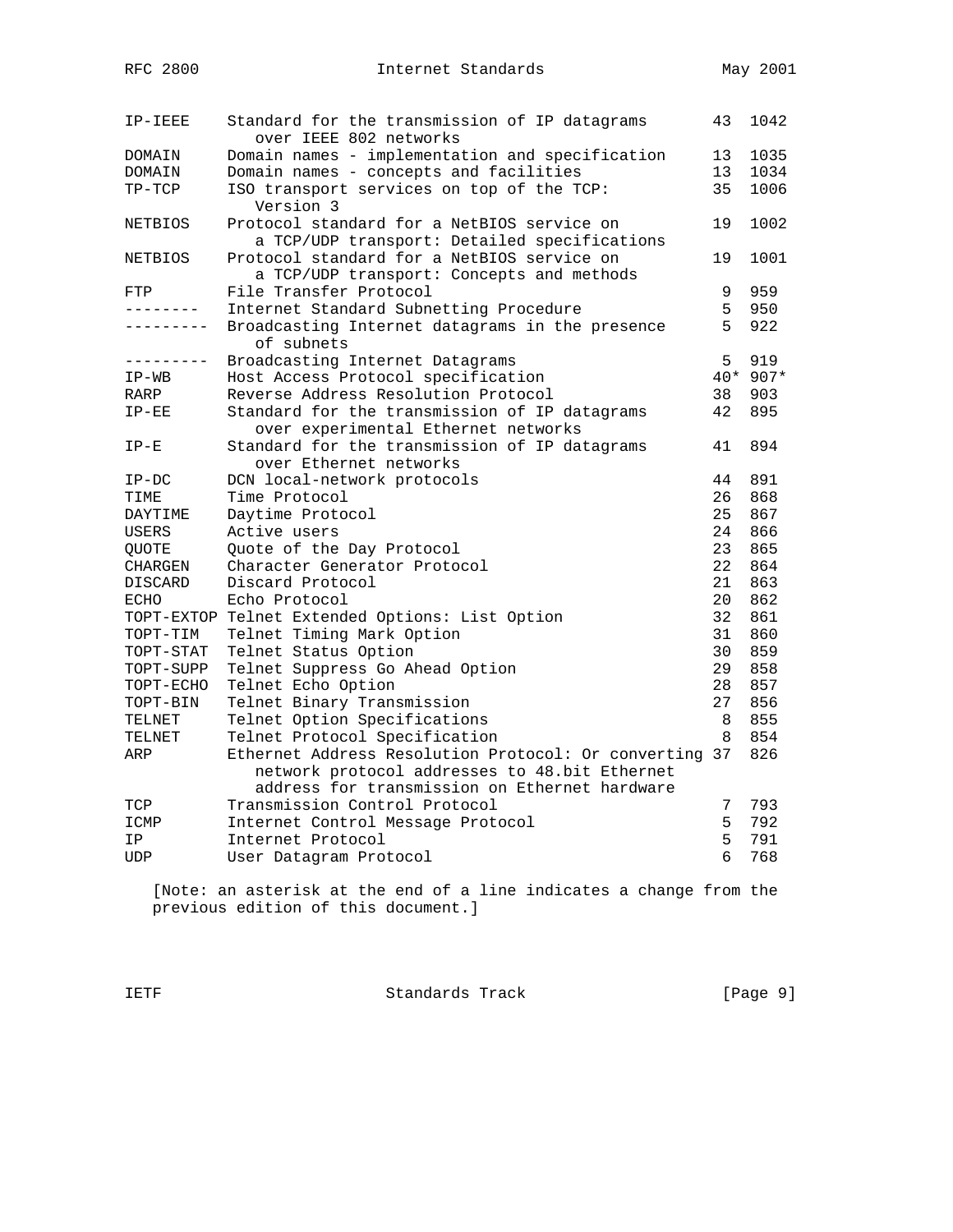| | | | |
|---|---|---|---|
| IP-IEEE | Standard for the transmission of IP datagrams over IEEE 802 networks | 43 | 1042 |
| DOMAIN | Domain names - implementation and specification | 13 | 1035 |
| DOMAIN | Domain names - concepts and facilities | 13 | 1034 |
| TP-TCP | ISO transport services on top of the TCP: Version 3 | 35 | 1006 |
| NETBIOS | Protocol standard for a NetBIOS service on a TCP/UDP transport: Detailed specifications | 19 | 1002 |
| NETBIOS | Protocol standard for a NetBIOS service on a TCP/UDP transport: Concepts and methods | 19 | 1001 |
| FTP | File Transfer Protocol | 9 | 959 |
| -------- | Internet Standard Subnetting Procedure | 5 | 950 |
| --------- | Broadcasting Internet datagrams in the presence of subnets | 5 | 922 |
| --------- | Broadcasting Internet Datagrams | 5 | 919 |
| IP-WB | Host Access Protocol specification | 40* | 907* |
| RARP | Reverse Address Resolution Protocol | 38 | 903 |
| IP-EE | Standard for the transmission of IP datagrams over experimental Ethernet networks | 42 | 895 |
| IP-E | Standard for the transmission of IP datagrams over Ethernet networks | 41 | 894 |
| IP-DC | DCN local-network protocols | 44 | 891 |
| TIME | Time Protocol | 26 | 868 |
| DAYTIME | Daytime Protocol | 25 | 867 |
| USERS | Active users | 24 | 866 |
| QUOTE | Quote of the Day Protocol | 23 | 865 |
| CHARGEN | Character Generator Protocol | 22 | 864 |
| DISCARD | Discard Protocol | 21 | 863 |
| ECHO | Echo Protocol | 20 | 862 |
| TOPT-EXTOP | Telnet Extended Options: List Option | 32 | 861 |
| TOPT-TIM | Telnet Timing Mark Option | 31 | 860 |
| TOPT-STAT | Telnet Status Option | 30 | 859 |
| TOPT-SUPP | Telnet Suppress Go Ahead Option | 29 | 858 |
| TOPT-ECHO | Telnet Echo Option | 28 | 857 |
| TOPT-BIN | Telnet Binary Transmission | 27 | 856 |
| TELNET | Telnet Option Specifications | 8 | 855 |
| TELNET | Telnet Protocol Specification | 8 | 854 |
| ARP | Ethernet Address Resolution Protocol: Or converting network protocol addresses to 48.bit Ethernet address for transmission on Ethernet hardware | 37 | 826 |
| TCP | Transmission Control Protocol | 7 | 793 |
| ICMP | Internet Control Message Protocol | 5 | 792 |
| IP | Internet Protocol | 5 | 791 |
| UDP | User Datagram Protocol | 6 | 768 |

[Note: an asterisk at the end of a line indicates a change from the previous edition of this document.]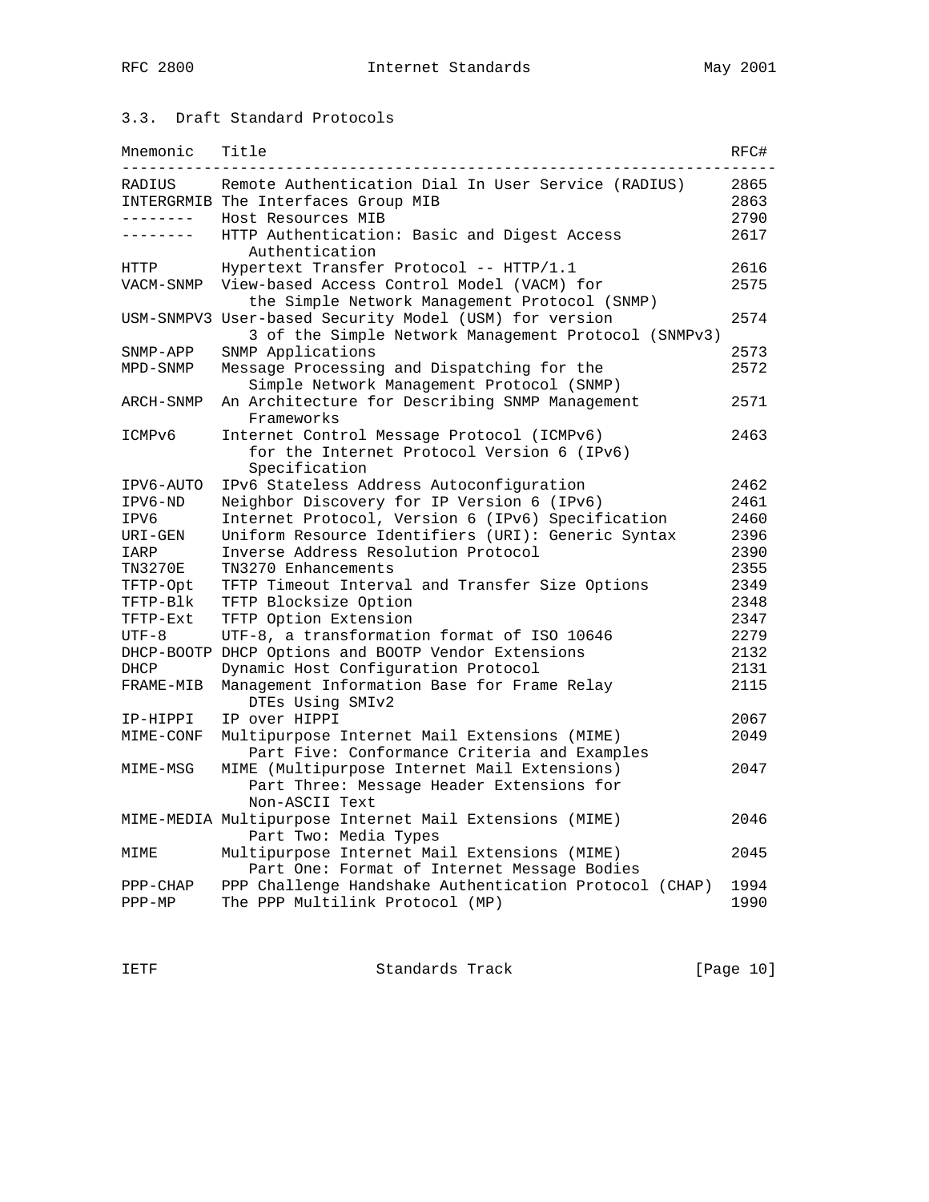### 3.3. Draft Standard Protocols

| Mnemonic | Title | RFC# |
|---|---|---|
| RADIUS | Remote Authentication Dial In User Service (RADIUS) | 2865 |
| INTERGRMIB | The Interfaces Group MIB | 2863 |
| -------- | Host Resources MIB | 2790 |
| -------- | HTTP Authentication: Basic and Digest Access Authentication | 2617 |
| HTTP | Hypertext Transfer Protocol -- HTTP/1.1 | 2616 |
| VACM-SNMP | View-based Access Control Model (VACM) for the Simple Network Management Protocol (SNMP) | 2575 |
| USM-SNMPV3 | User-based Security Model (USM) for version 3 of the Simple Network Management Protocol (SNMPv3) | 2574 |
| SNMP-APP | SNMP Applications | 2573 |
| MPD-SNMP | Message Processing and Dispatching for the Simple Network Management Protocol (SNMP) | 2572 |
| ARCH-SNMP | An Architecture for Describing SNMP Management Frameworks | 2571 |
| ICMPv6 | Internet Control Message Protocol (ICMPv6) for the Internet Protocol Version 6 (IPv6) Specification | 2463 |
| IPV6-AUTO | IPv6 Stateless Address Autoconfiguration | 2462 |
| IPV6-ND | Neighbor Discovery for IP Version 6 (IPv6) | 2461 |
| IPV6 | Internet Protocol, Version 6 (IPv6) Specification | 2460 |
| URI-GEN | Uniform Resource Identifiers (URI): Generic Syntax | 2396 |
| IARP | Inverse Address Resolution Protocol | 2390 |
| TN3270E | TN3270 Enhancements | 2355 |
| TFTP-Opt | TFTP Timeout Interval and Transfer Size Options | 2349 |
| TFTP-Blk | TFTP Blocksize Option | 2348 |
| TFTP-Ext | TFTP Option Extension | 2347 |
| UTF-8 | UTF-8, a transformation format of ISO 10646 | 2279 |
| DHCP-BOOTP | DHCP Options and BOOTP Vendor Extensions | 2132 |
| DHCP | Dynamic Host Configuration Protocol | 2131 |
| FRAME-MIB | Management Information Base for Frame Relay DTEs Using SMIv2 | 2115 |
| IP-HIPPI | IP over HIPPI | 2067 |
| MIME-CONF | Multipurpose Internet Mail Extensions (MIME) Part Five: Conformance Criteria and Examples | 2049 |
| MIME-MSG | MIME (Multipurpose Internet Mail Extensions) Part Three: Message Header Extensions for Non-ASCII Text | 2047 |
| MIME-MEDIA | Multipurpose Internet Mail Extensions (MIME) Part Two: Media Types | 2046 |
| MIME | Multipurpose Internet Mail Extensions (MIME) Part One: Format of Internet Message Bodies | 2045 |
| PPP-CHAP | PPP Challenge Handshake Authentication Protocol (CHAP) | 1994 |
| PPP-MP | The PPP Multilink Protocol (MP) | 1990 |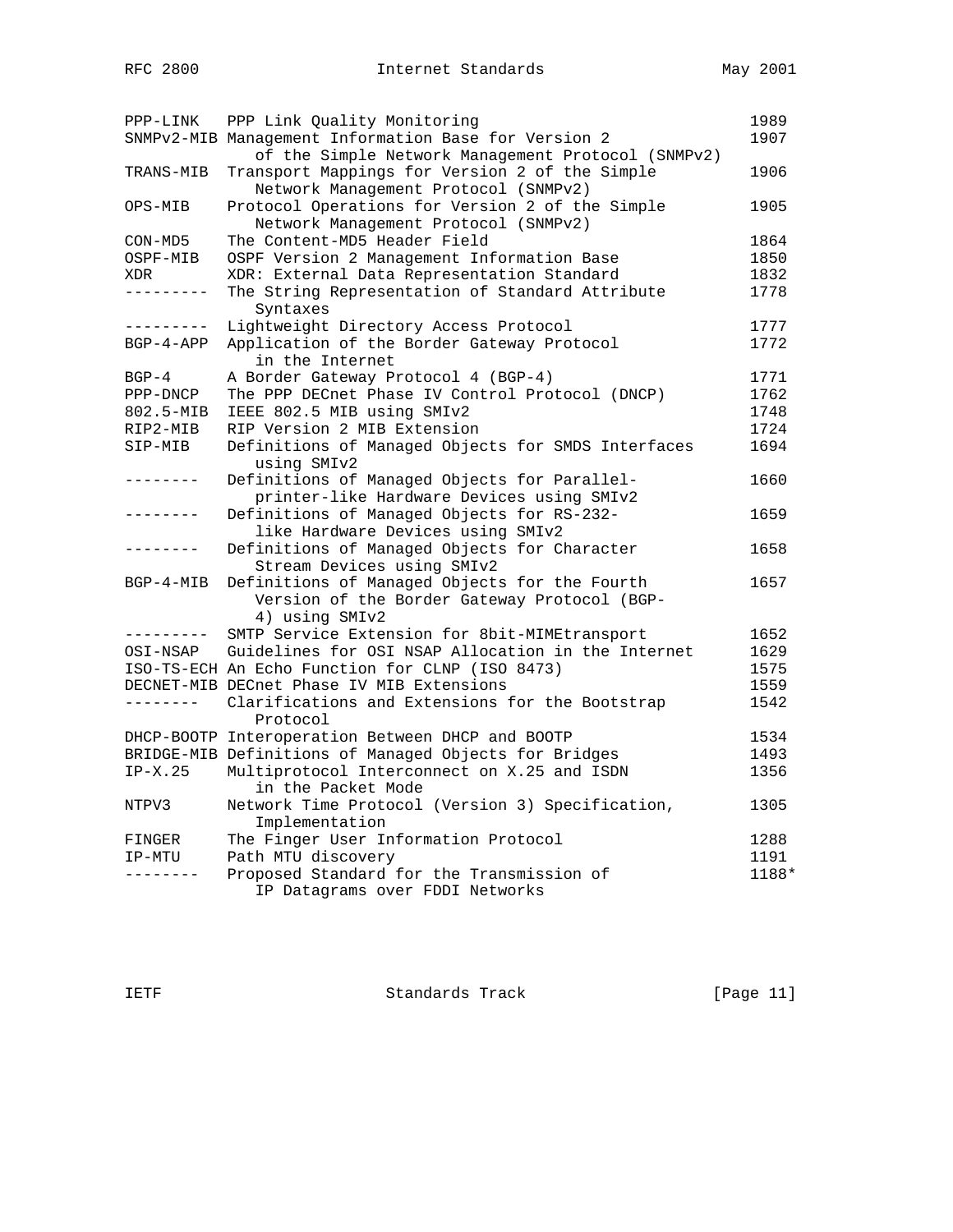```
PPP-LINK   PPP Link Quality Monitoring                             1989
SNMPv2-MIB Management Information Base for Version 2               1907
              of the Simple Network Management Protocol (SNMPv2)
TRANS-MIB  Transport Mappings for Version 2 of the Simple          1906
              Network Management Protocol (SNMPv2)
OPS-MIB    Protocol Operations for Version 2 of the Simple         1905
              Network Management Protocol (SNMPv2)
CON-MD5    The Content-MD5 Header Field                            1864
OSPF-MIB   OSPF Version 2 Management Information Base              1850
XDR        XDR: External Data Representation Standard              1832
---------  The String Representation of Standard Attribute         1778
              Syntaxes
---------  Lightweight Directory Access Protocol                   1777
BGP-4-APP  Application of the Border Gateway Protocol              1772
              in the Internet
BGP-4      A Border Gateway Protocol 4 (BGP-4)                     1771
PPP-DNCP   The PPP DECnet Phase IV Control Protocol (DNCP)         1762
802.5-MIB  IEEE 802.5 MIB using SMIv2                              1748
RIP2-MIB   RIP Version 2 MIB Extension                             1724
SIP-MIB    Definitions of Managed Objects for SMDS Interfaces      1694
              using SMIv2
--------   Definitions of Managed Objects for Parallel-            1660
              printer-like Hardware Devices using SMIv2
--------   Definitions of Managed Objects for RS-232-              1659
              like Hardware Devices using SMIv2
--------   Definitions of Managed Objects for Character            1658
              Stream Devices using SMIv2
BGP-4-MIB  Definitions of Managed Objects for the Fourth           1657
              Version of the Border Gateway Protocol (BGP-
              4) using SMIv2
---------  SMTP Service Extension for 8bit-MIMEtransport           1652
OSI-NSAP   Guidelines for OSI NSAP Allocation in the Internet      1629
ISO-TS-ECH An Echo Function for CLNP (ISO 8473)                    1575
DECNET-MIB DECnet Phase IV MIB Extensions                          1559
--------   Clarifications and Extensions for the Bootstrap         1542
              Protocol
DHCP-BOOTP Interoperation Between DHCP and BOOTP                   1534
BRIDGE-MIB Definitions of Managed Objects for Bridges              1493
IP-X.25    Multiprotocol Interconnect on X.25 and ISDN             1356
              in the Packet Mode
NTPV3      Network Time Protocol (Version 3) Specification,        1305
              Implementation
FINGER     The Finger User Information Protocol                    1288
IP-MTU     Path MTU discovery                                      1191
--------   Proposed Standard for the Transmission of               1188*
              IP Datagrams over FDDI Networks
```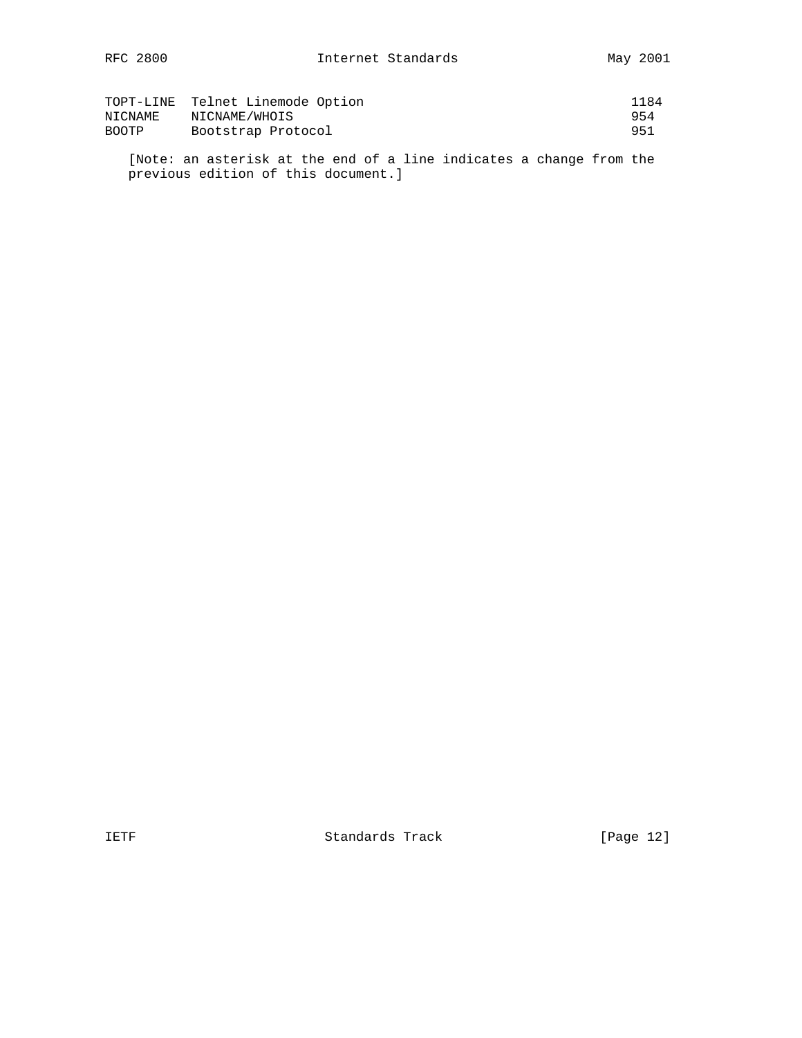| | | |
|---|---|---|
| TOPT-LINE | Telnet Linemode Option | 1184 |
| NICNAME | NICNAME/WHOIS | 954 |
| BOOTP | Bootstrap Protocol | 951 |

[Note: an asterisk at the end of a line indicates a change from the previous edition of this document.]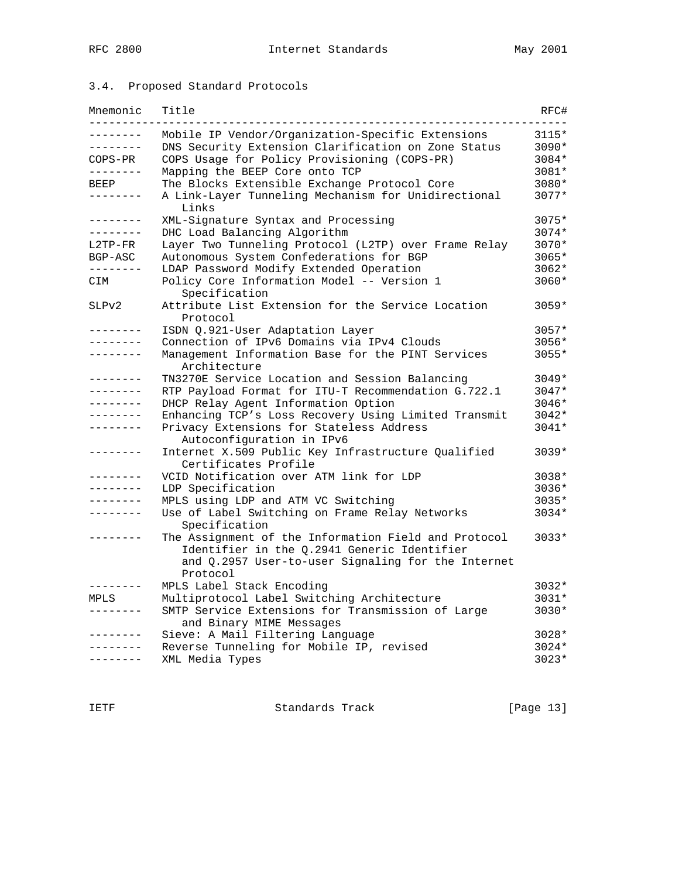### 3.4. Proposed Standard Protocols

| Mnemonic | Title | RFC# |
| --- | --- | --- |
| -------- | Mobile IP Vendor/Organization-Specific Extensions | 3115* |
| -------- | DNS Security Extension Clarification on Zone Status | 3090* |
| COPS-PR | COPS Usage for Policy Provisioning (COPS-PR) | 3084* |
| -------- | Mapping the BEEP Core onto TCP | 3081* |
| BEEP | The Blocks Extensible Exchange Protocol Core | 3080* |
| -------- | A Link-Layer Tunneling Mechanism for Unidirectional Links | 3077* |
| -------- | XML-Signature Syntax and Processing | 3075* |
| -------- | DHC Load Balancing Algorithm | 3074* |
| L2TP-FR | Layer Two Tunneling Protocol (L2TP) over Frame Relay | 3070* |
| BGP-ASC | Autonomous System Confederations for BGP | 3065* |
| -------- | LDAP Password Modify Extended Operation | 3062* |
| CIM | Policy Core Information Model -- Version 1 Specification | 3060* |
| SLPv2 | Attribute List Extension for the Service Location Protocol | 3059* |
| -------- | ISDN Q.921-User Adaptation Layer | 3057* |
| -------- | Connection of IPv6 Domains via IPv4 Clouds | 3056* |
| -------- | Management Information Base for the PINT Services Architecture | 3055* |
| -------- | TN3270E Service Location and Session Balancing | 3049* |
| -------- | RTP Payload Format for ITU-T Recommendation G.722.1 | 3047* |
| -------- | DHCP Relay Agent Information Option | 3046* |
| -------- | Enhancing TCP's Loss Recovery Using Limited Transmit | 3042* |
| -------- | Privacy Extensions for Stateless Address Autoconfiguration in IPv6 | 3041* |
| -------- | Internet X.509 Public Key Infrastructure Qualified Certificates Profile | 3039* |
| -------- | VCID Notification over ATM link for LDP | 3038* |
| -------- | LDP Specification | 3036* |
| -------- | MPLS using LDP and ATM VC Switching | 3035* |
| -------- | Use of Label Switching on Frame Relay Networks Specification | 3034* |
| -------- | The Assignment of the Information Field and Protocol Identifier in the Q.2941 Generic Identifier and Q.2957 User-to-user Signaling for the Internet Protocol | 3033* |
| -------- | MPLS Label Stack Encoding | 3032* |
| MPLS | Multiprotocol Label Switching Architecture | 3031* |
| -------- | SMTP Service Extensions for Transmission of Large and Binary MIME Messages | 3030* |
| -------- | Sieve: A Mail Filtering Language | 3028* |
| -------- | Reverse Tunneling for Mobile IP, revised | 3024* |
| -------- | XML Media Types | 3023* |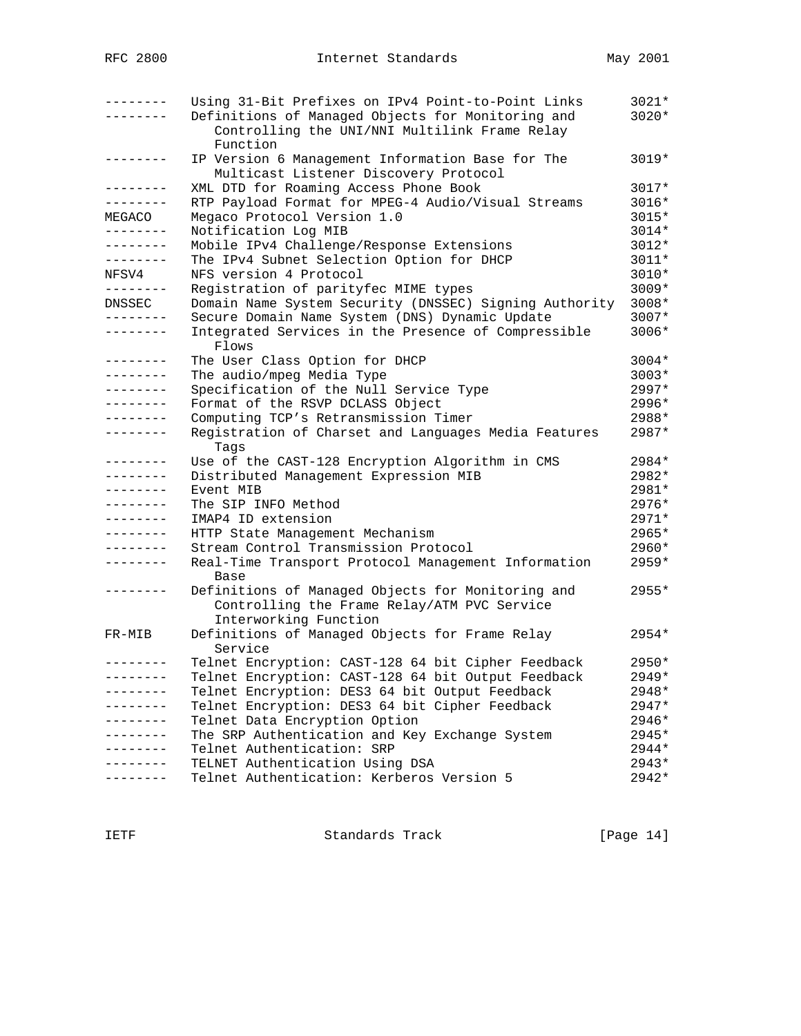| | | |
|---|---|---|
| -------- | Using 31-Bit Prefixes on IPv4 Point-to-Point Links | 3021* |
| -------- | Definitions of Managed Objects for Monitoring and Controlling the UNI/NNI Multilink Frame Relay Function | 3020* |
| -------- | IP Version 6 Management Information Base for The Multicast Listener Discovery Protocol | 3019* |
| -------- | XML DTD for Roaming Access Phone Book | 3017* |
| -------- | RTP Payload Format for MPEG-4 Audio/Visual Streams | 3016* |
| MEGACO | Megaco Protocol Version 1.0 | 3015* |
| -------- | Notification Log MIB | 3014* |
| -------- | Mobile IPv4 Challenge/Response Extensions | 3012* |
| -------- | The IPv4 Subnet Selection Option for DHCP | 3011* |
| NFSV4 | NFS version 4 Protocol | 3010* |
| -------- | Registration of parityfec MIME types | 3009* |
| DNSSEC | Domain Name System Security (DNSSEC) Signing Authority | 3008* |
| -------- | Secure Domain Name System (DNS) Dynamic Update | 3007* |
| -------- | Integrated Services in the Presence of Compressible Flows | 3006* |
| -------- | The User Class Option for DHCP | 3004* |
| -------- | The audio/mpeg Media Type | 3003* |
| -------- | Specification of the Null Service Type | 2997* |
| -------- | Format of the RSVP DCLASS Object | 2996* |
| -------- | Computing TCP's Retransmission Timer | 2988* |
| -------- | Registration of Charset and Languages Media Features Tags | 2987* |
| -------- | Use of the CAST-128 Encryption Algorithm in CMS | 2984* |
| -------- | Distributed Management Expression MIB | 2982* |
| -------- | Event MIB | 2981* |
| -------- | The SIP INFO Method | 2976* |
| -------- | IMAP4 ID extension | 2971* |
| -------- | HTTP State Management Mechanism | 2965* |
| -------- | Stream Control Transmission Protocol | 2960* |
| -------- | Real-Time Transport Protocol Management Information Base | 2959* |
| -------- | Definitions of Managed Objects for Monitoring and Controlling the Frame Relay/ATM PVC Service Interworking Function | 2955* |
| FR-MIB | Definitions of Managed Objects for Frame Relay Service | 2954* |
| -------- | Telnet Encryption: CAST-128 64 bit Cipher Feedback | 2950* |
| -------- | Telnet Encryption: CAST-128 64 bit Output Feedback | 2949* |
| -------- | Telnet Encryption: DES3 64 bit Output Feedback | 2948* |
| -------- | Telnet Encryption: DES3 64 bit Cipher Feedback | 2947* |
| -------- | Telnet Data Encryption Option | 2946* |
| -------- | The SRP Authentication and Key Exchange System | 2945* |
| -------- | Telnet Authentication: SRP | 2944* |
| -------- | TELNET Authentication Using DSA | 2943* |
| -------- | Telnet Authentication: Kerberos Version 5 | 2942* |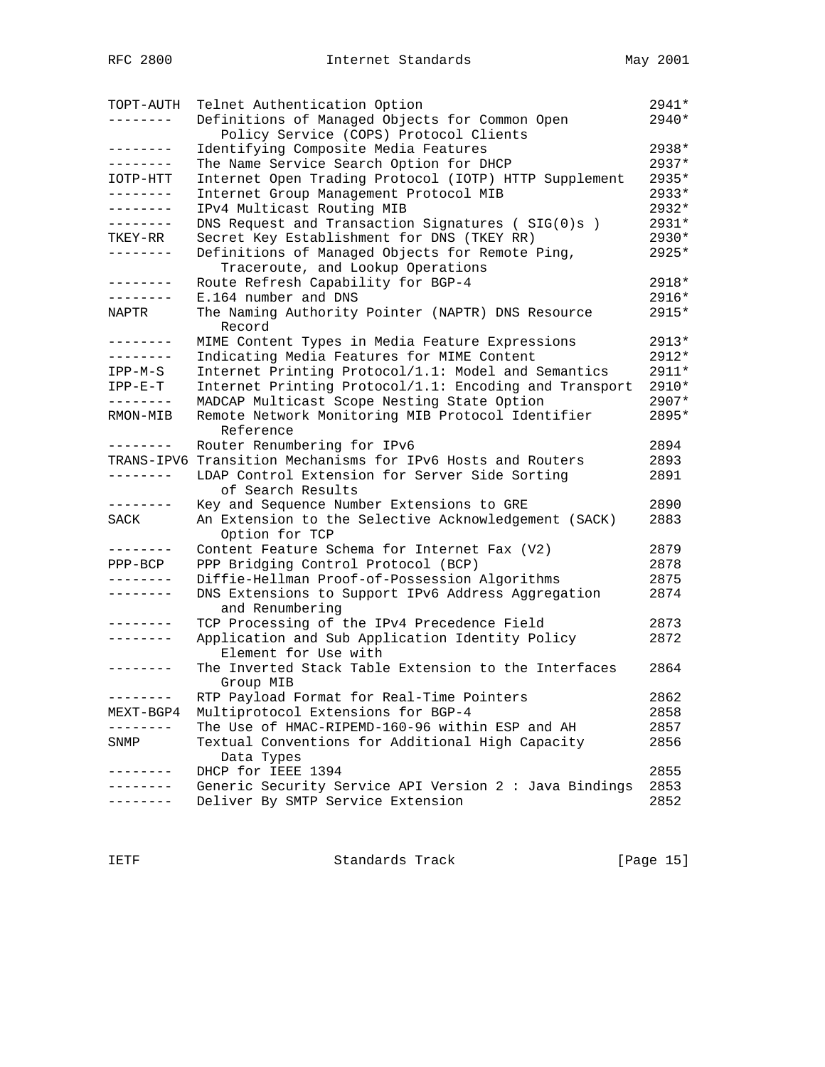| | | |
|---|---|---|
| TOPT-AUTH | Telnet Authentication Option | 2941* |
| -------- | Definitions of Managed Objects for Common Open Policy Service (COPS) Protocol Clients | 2940* |
| -------- | Identifying Composite Media Features | 2938* |
| -------- | The Name Service Search Option for DHCP | 2937* |
| IOTP-HTT | Internet Open Trading Protocol (IOTP) HTTP Supplement | 2935* |
| -------- | Internet Group Management Protocol MIB | 2933* |
| -------- | IPv4 Multicast Routing MIB | 2932* |
| -------- | DNS Request and Transaction Signatures ( SIG(0)s ) | 2931* |
| TKEY-RR | Secret Key Establishment for DNS (TKEY RR) | 2930* |
| -------- | Definitions of Managed Objects for Remote Ping, Traceroute, and Lookup Operations | 2925* |
| -------- | Route Refresh Capability for BGP-4 | 2918* |
| -------- | E.164 number and DNS | 2916* |
| NAPTR | The Naming Authority Pointer (NAPTR) DNS Resource Record | 2915* |
| -------- | MIME Content Types in Media Feature Expressions | 2913* |
| -------- | Indicating Media Features for MIME Content | 2912* |
| IPP-M-S | Internet Printing Protocol/1.1: Model and Semantics | 2911* |
| IPP-E-T | Internet Printing Protocol/1.1: Encoding and Transport | 2910* |
| -------- | MADCAP Multicast Scope Nesting State Option | 2907* |
| RMON-MIB | Remote Network Monitoring MIB Protocol Identifier Reference | 2895* |
| -------- | Router Renumbering for IPv6 | 2894 |
| TRANS-IPV6 | Transition Mechanisms for IPv6 Hosts and Routers | 2893 |
| -------- | LDAP Control Extension for Server Side Sorting of Search Results | 2891 |
| -------- | Key and Sequence Number Extensions to GRE | 2890 |
| SACK | An Extension to the Selective Acknowledgement (SACK) Option for TCP | 2883 |
| -------- | Content Feature Schema for Internet Fax (V2) | 2879 |
| PPP-BCP | PPP Bridging Control Protocol (BCP) | 2878 |
| -------- | Diffie-Hellman Proof-of-Possession Algorithms | 2875 |
| -------- | DNS Extensions to Support IPv6 Address Aggregation and Renumbering | 2874 |
| -------- | TCP Processing of the IPv4 Precedence Field | 2873 |
| -------- | Application and Sub Application Identity Policy Element for Use with | 2872 |
| -------- | The Inverted Stack Table Extension to the Interfaces Group MIB | 2864 |
| -------- | RTP Payload Format for Real-Time Pointers | 2862 |
| MEXT-BGP4 | Multiprotocol Extensions for BGP-4 | 2858 |
| -------- | The Use of HMAC-RIPEMD-160-96 within ESP and AH | 2857 |
| SNMP | Textual Conventions for Additional High Capacity Data Types | 2856 |
| -------- | DHCP for IEEE 1394 | 2855 |
| -------- | Generic Security Service API Version 2 : Java Bindings | 2853 |
| -------- | Deliver By SMTP Service Extension | 2852 |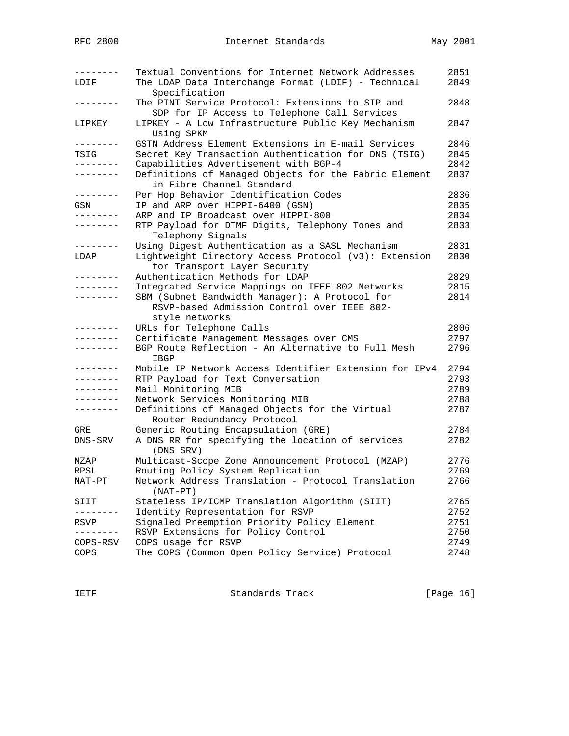| | | |
|---|---|---|
| -------- | Textual Conventions for Internet Network Addresses | 2851 |
| LDIF | The LDAP Data Interchange Format (LDIF) - Technical Specification | 2849 |
| -------- | The PINT Service Protocol: Extensions to SIP and SDP for IP Access to Telephone Call Services | 2848 |
| LIPKEY | LIPKEY - A Low Infrastructure Public Key Mechanism Using SPKM | 2847 |
| -------- | GSTN Address Element Extensions in E-mail Services | 2846 |
| TSIG | Secret Key Transaction Authentication for DNS (TSIG) | 2845 |
| -------- | Capabilities Advertisement with BGP-4 | 2842 |
| -------- | Definitions of Managed Objects for the Fabric Element in Fibre Channel Standard | 2837 |
| -------- | Per Hop Behavior Identification Codes | 2836 |
| GSN | IP and ARP over HIPPI-6400 (GSN) | 2835 |
| -------- | ARP and IP Broadcast over HIPPI-800 | 2834 |
| -------- | RTP Payload for DTMF Digits, Telephony Tones and Telephony Signals | 2833 |
| -------- | Using Digest Authentication as a SASL Mechanism | 2831 |
| LDAP | Lightweight Directory Access Protocol (v3): Extension for Transport Layer Security | 2830 |
| -------- | Authentication Methods for LDAP | 2829 |
| -------- | Integrated Service Mappings on IEEE 802 Networks | 2815 |
| -------- | SBM (Subnet Bandwidth Manager): A Protocol for RSVP-based Admission Control over IEEE 802-style networks | 2814 |
| -------- | URLs for Telephone Calls | 2806 |
| -------- | Certificate Management Messages over CMS | 2797 |
| -------- | BGP Route Reflection - An Alternative to Full Mesh IBGP | 2796 |
| -------- | Mobile IP Network Access Identifier Extension for IPv4 | 2794 |
| -------- | RTP Payload for Text Conversation | 2793 |
| -------- | Mail Monitoring MIB | 2789 |
| -------- | Network Services Monitoring MIB | 2788 |
| -------- | Definitions of Managed Objects for the Virtual Router Redundancy Protocol | 2787 |
| GRE | Generic Routing Encapsulation (GRE) | 2784 |
| DNS-SRV | A DNS RR for specifying the location of services (DNS SRV) | 2782 |
| MZAP | Multicast-Scope Zone Announcement Protocol (MZAP) | 2776 |
| RPSL | Routing Policy System Replication | 2769 |
| NAT-PT | Network Address Translation - Protocol Translation (NAT-PT) | 2766 |
| SIIT | Stateless IP/ICMP Translation Algorithm (SIIT) | 2765 |
| -------- | Identity Representation for RSVP | 2752 |
| RSVP | Signaled Preemption Priority Policy Element | 2751 |
| -------- | RSVP Extensions for Policy Control | 2750 |
| COPS-RSV | COPS usage for RSVP | 2749 |
| COPS | The COPS (Common Open Policy Service) Protocol | 2748 |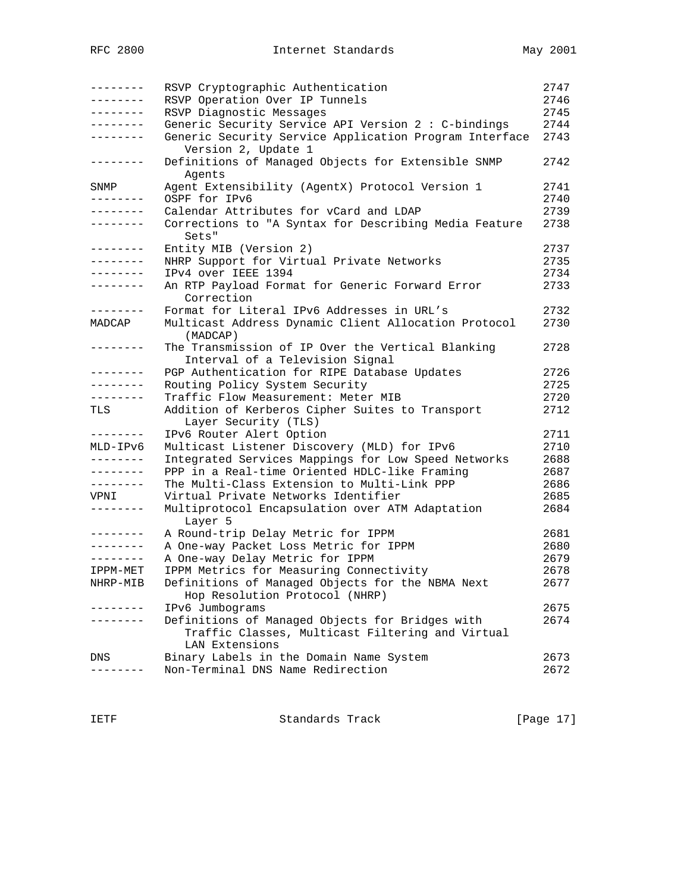| | | |
|---|---|---|
| -------- | RSVP Cryptographic Authentication | 2747 |
| -------- | RSVP Operation Over IP Tunnels | 2746 |
| -------- | RSVP Diagnostic Messages | 2745 |
| -------- | Generic Security Service API Version 2 : C-bindings | 2744 |
| -------- | Generic Security Service Application Program Interface Version 2, Update 1 | 2743 |
| -------- | Definitions of Managed Objects for Extensible SNMP Agents | 2742 |
| SNMP | Agent Extensibility (AgentX) Protocol Version 1 | 2741 |
| -------- | OSPF for IPv6 | 2740 |
| -------- | Calendar Attributes for vCard and LDAP | 2739 |
| -------- | Corrections to "A Syntax for Describing Media Feature Sets" | 2738 |
| -------- | Entity MIB (Version 2) | 2737 |
| -------- | NHRP Support for Virtual Private Networks | 2735 |
| -------- | IPv4 over IEEE 1394 | 2734 |
| -------- | An RTP Payload Format for Generic Forward Error Correction | 2733 |
| -------- | Format for Literal IPv6 Addresses in URL's | 2732 |
| MADCAP | Multicast Address Dynamic Client Allocation Protocol (MADCAP) | 2730 |
| -------- | The Transmission of IP Over the Vertical Blanking Interval of a Television Signal | 2728 |
| -------- | PGP Authentication for RIPE Database Updates | 2726 |
| -------- | Routing Policy System Security | 2725 |
| -------- | Traffic Flow Measurement: Meter MIB | 2720 |
| TLS | Addition of Kerberos Cipher Suites to Transport Layer Security (TLS) | 2712 |
| -------- | IPv6 Router Alert Option | 2711 |
| MLD-IPv6 | Multicast Listener Discovery (MLD) for IPv6 | 2710 |
| -------- | Integrated Services Mappings for Low Speed Networks | 2688 |
| -------- | PPP in a Real-time Oriented HDLC-like Framing | 2687 |
| -------- | The Multi-Class Extension to Multi-Link PPP | 2686 |
| VPNI | Virtual Private Networks Identifier | 2685 |
| -------- | Multiprotocol Encapsulation over ATM Adaptation Layer 5 | 2684 |
| -------- | A Round-trip Delay Metric for IPPM | 2681 |
| -------- | A One-way Packet Loss Metric for IPPM | 2680 |
| -------- | A One-way Delay Metric for IPPM | 2679 |
| IPPM-MET | IPPM Metrics for Measuring Connectivity | 2678 |
| NHRP-MIB | Definitions of Managed Objects for the NBMA Next Hop Resolution Protocol (NHRP) | 2677 |
| -------- | IPv6 Jumbograms | 2675 |
| -------- | Definitions of Managed Objects for Bridges with Traffic Classes, Multicast Filtering and Virtual LAN Extensions | 2674 |
| DNS | Binary Labels in the Domain Name System | 2673 |
| -------- | Non-Terminal DNS Name Redirection | 2672 |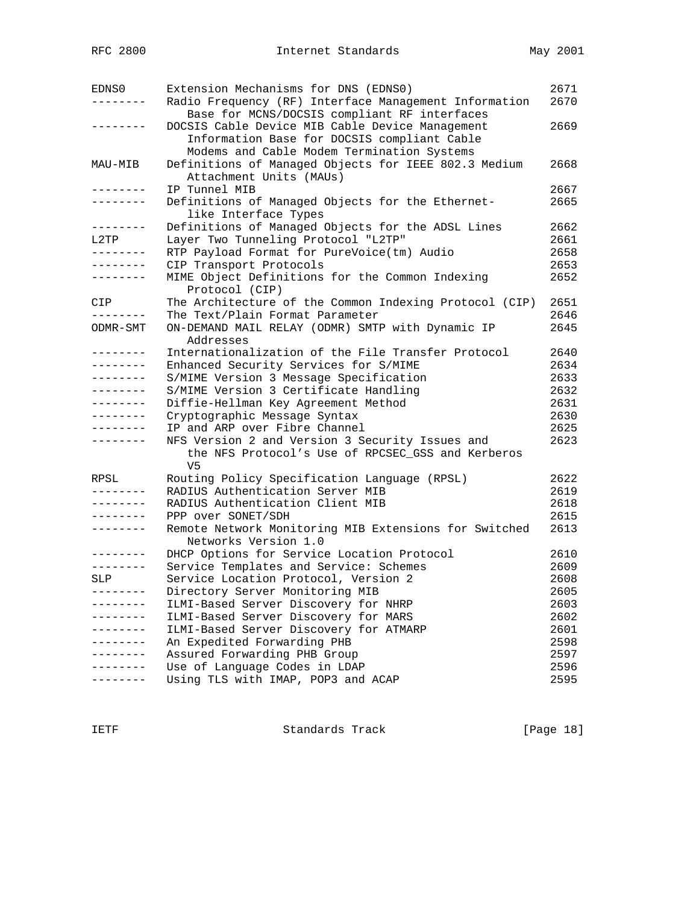| Mnemonic | Title | RFC |
|---|---|---|
| EDNS0 | Extension Mechanisms for DNS (EDNS0) | 2671 |
| -------- | Radio Frequency (RF) Interface Management Information Base for MCNS/DOCSIS compliant RF interfaces | 2670 |
| -------- | DOCSIS Cable Device MIB Cable Device Management Information Base for DOCSIS compliant Cable Modems and Cable Modem Termination Systems | 2669 |
| MAU-MIB | Definitions of Managed Objects for IEEE 802.3 Medium Attachment Units (MAUs) | 2668 |
| -------- | IP Tunnel MIB | 2667 |
| -------- | Definitions of Managed Objects for the Ethernet-like Interface Types | 2665 |
| -------- | Definitions of Managed Objects for the ADSL Lines | 2662 |
| L2TP | Layer Two Tunneling Protocol "L2TP" | 2661 |
| -------- | RTP Payload Format for PureVoice(tm) Audio | 2658 |
| -------- | CIP Transport Protocols | 2653 |
| -------- | MIME Object Definitions for the Common Indexing Protocol (CIP) | 2652 |
| CIP | The Architecture of the Common Indexing Protocol (CIP) | 2651 |
| -------- | The Text/Plain Format Parameter | 2646 |
| ODMR-SMT | ON-DEMAND MAIL RELAY (ODMR) SMTP with Dynamic IP Addresses | 2645 |
| -------- | Internationalization of the File Transfer Protocol | 2640 |
| -------- | Enhanced Security Services for S/MIME | 2634 |
| -------- | S/MIME Version 3 Message Specification | 2633 |
| -------- | S/MIME Version 3 Certificate Handling | 2632 |
| -------- | Diffie-Hellman Key Agreement Method | 2631 |
| -------- | Cryptographic Message Syntax | 2630 |
| -------- | IP and ARP over Fibre Channel | 2625 |
| -------- | NFS Version 2 and Version 3 Security Issues and the NFS Protocol's Use of RPCSEC_GSS and Kerberos V5 | 2623 |
| RPSL | Routing Policy Specification Language (RPSL) | 2622 |
| -------- | RADIUS Authentication Server MIB | 2619 |
| -------- | RADIUS Authentication Client MIB | 2618 |
| -------- | PPP over SONET/SDH | 2615 |
| -------- | Remote Network Monitoring MIB Extensions for Switched Networks Version 1.0 | 2613 |
| -------- | DHCP Options for Service Location Protocol | 2610 |
| -------- | Service Templates and Service: Schemes | 2609 |
| SLP | Service Location Protocol, Version 2 | 2608 |
| -------- | Directory Server Monitoring MIB | 2605 |
| -------- | ILMI-Based Server Discovery for NHRP | 2603 |
| -------- | ILMI-Based Server Discovery for MARS | 2602 |
| -------- | ILMI-Based Server Discovery for ATMARP | 2601 |
| -------- | An Expedited Forwarding PHB | 2598 |
| -------- | Assured Forwarding PHB Group | 2597 |
| -------- | Use of Language Codes in LDAP | 2596 |
| -------- | Using TLS with IMAP, POP3 and ACAP | 2595 |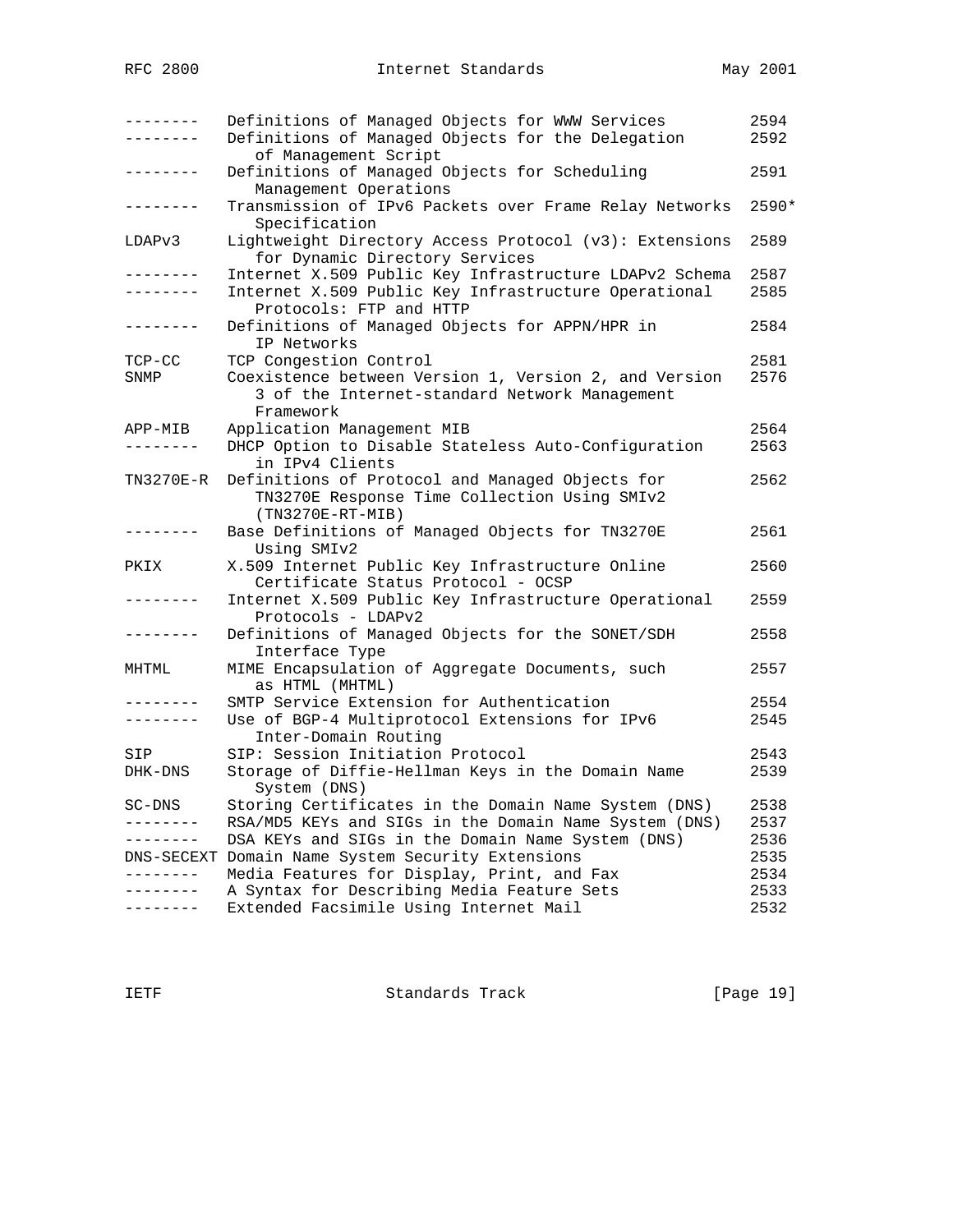| Mnemonic | Title | RFC# |
|---|---|---|
| -------- | Definitions of Managed Objects for WWW Services | 2594 |
| -------- | Definitions of Managed Objects for the Delegation of Management Script | 2592 |
| -------- | Definitions of Managed Objects for Scheduling Management Operations | 2591 |
| -------- | Transmission of IPv6 Packets over Frame Relay Networks Specification | 2590* |
| LDAPv3 | Lightweight Directory Access Protocol (v3): Extensions for Dynamic Directory Services | 2589 |
| -------- | Internet X.509 Public Key Infrastructure LDAPv2 Schema | 2587 |
| -------- | Internet X.509 Public Key Infrastructure Operational Protocols: FTP and HTTP | 2585 |
| -------- | Definitions of Managed Objects for APPN/HPR in IP Networks | 2584 |
| TCP-CC | TCP Congestion Control | 2581 |
| SNMP | Coexistence between Version 1, Version 2, and Version 3 of the Internet-standard Network Management Framework | 2576 |
| APP-MIB | Application Management MIB | 2564 |
| -------- | DHCP Option to Disable Stateless Auto-Configuration in IPv4 Clients | 2563 |
| TN3270E-R | Definitions of Protocol and Managed Objects for TN3270E Response Time Collection Using SMIv2 (TN3270E-RT-MIB) | 2562 |
| -------- | Base Definitions of Managed Objects for TN3270E Using SMIv2 | 2561 |
| PKIX | X.509 Internet Public Key Infrastructure Online Certificate Status Protocol - OCSP | 2560 |
| -------- | Internet X.509 Public Key Infrastructure Operational Protocols - LDAPv2 | 2559 |
| -------- | Definitions of Managed Objects for the SONET/SDH Interface Type | 2558 |
| MHTML | MIME Encapsulation of Aggregate Documents, such as HTML (MHTML) | 2557 |
| -------- | SMTP Service Extension for Authentication | 2554 |
| -------- | Use of BGP-4 Multiprotocol Extensions for IPv6 Inter-Domain Routing | 2545 |
| SIP | SIP: Session Initiation Protocol | 2543 |
| DHK-DNS | Storage of Diffie-Hellman Keys in the Domain Name System (DNS) | 2539 |
| SC-DNS | Storing Certificates in the Domain Name System (DNS) | 2538 |
| -------- | RSA/MD5 KEYs and SIGs in the Domain Name System (DNS) | 2537 |
| -------- | DSA KEYs and SIGs in the Domain Name System (DNS) | 2536 |
| DNS-SECEXT | Domain Name System Security Extensions | 2535 |
| -------- | Media Features for Display, Print, and Fax | 2534 |
| -------- | A Syntax for Describing Media Feature Sets | 2533 |
| -------- | Extended Facsimile Using Internet Mail | 2532 |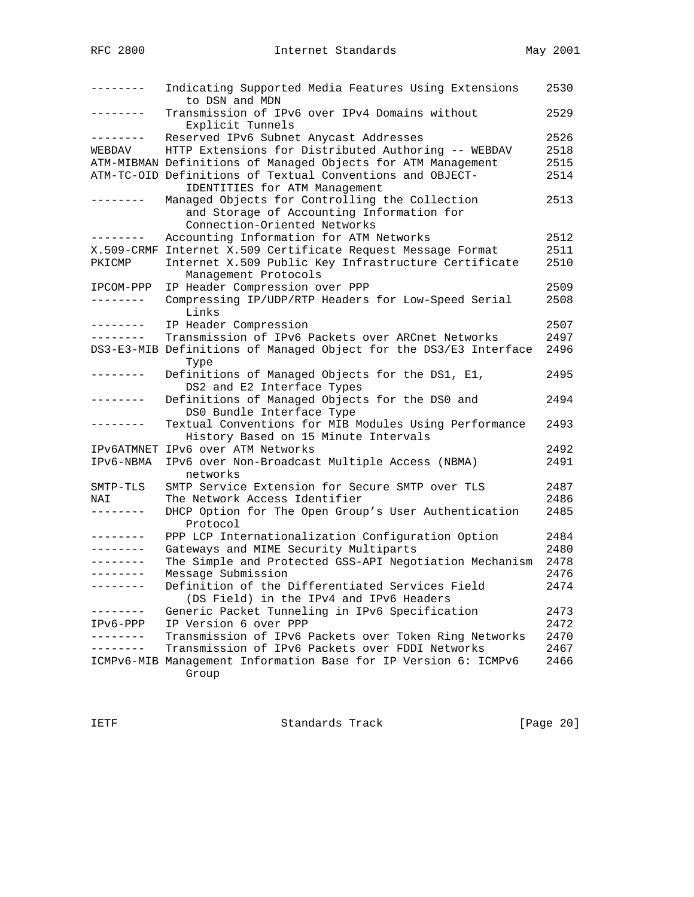| | | |
|---|---|---|
| -------- | Indicating Supported Media Features Using Extensions to DSN and MDN | 2530 |
| -------- | Transmission of IPv6 over IPv4 Domains without Explicit Tunnels | 2529 |
| -------- | Reserved IPv6 Subnet Anycast Addresses | 2526 |
| WEBDAV | HTTP Extensions for Distributed Authoring -- WEBDAV | 2518 |
| ATM-MIBMAN | Definitions of Managed Objects for ATM Management | 2515 |
| ATM-TC-OID | Definitions of Textual Conventions and OBJECT-IDENTITIES for ATM Management | 2514 |
| -------- | Managed Objects for Controlling the Collection and Storage of Accounting Information for Connection-Oriented Networks | 2513 |
| -------- | Accounting Information for ATM Networks | 2512 |
| X.509-CRMF | Internet X.509 Certificate Request Message Format | 2511 |
| PKICMP | Internet X.509 Public Key Infrastructure Certificate Management Protocols | 2510 |
| IPCOM-PPP | IP Header Compression over PPP | 2509 |
| -------- | Compressing IP/UDP/RTP Headers for Low-Speed Serial Links | 2508 |
| -------- | IP Header Compression | 2507 |
| -------- | Transmission of IPv6 Packets over ARCnet Networks | 2497 |
| DS3-E3-MIB | Definitions of Managed Object for the DS3/E3 Interface Type | 2496 |
| -------- | Definitions of Managed Objects for the DS1, E1, DS2 and E2 Interface Types | 2495 |
| -------- | Definitions of Managed Objects for the DS0 and DS0 Bundle Interface Type | 2494 |
| -------- | Textual Conventions for MIB Modules Using Performance History Based on 15 Minute Intervals | 2493 |
| IPv6ATMNET | IPv6 over ATM Networks | 2492 |
| IPv6-NBMA | IPv6 over Non-Broadcast Multiple Access (NBMA) networks | 2491 |
| SMTP-TLS | SMTP Service Extension for Secure SMTP over TLS | 2487 |
| NAI | The Network Access Identifier | 2486 |
| -------- | DHCP Option for The Open Group's User Authentication Protocol | 2485 |
| -------- | PPP LCP Internationalization Configuration Option | 2484 |
| -------- | Gateways and MIME Security Multiparts | 2480 |
| -------- | The Simple and Protected GSS-API Negotiation Mechanism | 2478 |
| -------- | Message Submission | 2476 |
| -------- | Definition of the Differentiated Services Field (DS Field) in the IPv4 and IPv6 Headers | 2474 |
| -------- | Generic Packet Tunneling in IPv6 Specification | 2473 |
| IPv6-PPP | IP Version 6 over PPP | 2472 |
| -------- | Transmission of IPv6 Packets over Token Ring Networks | 2470 |
| -------- | Transmission of IPv6 Packets over FDDI Networks | 2467 |
| ICMPv6-MIB | Management Information Base for IP Version 6: ICMPv6 Group | 2466 |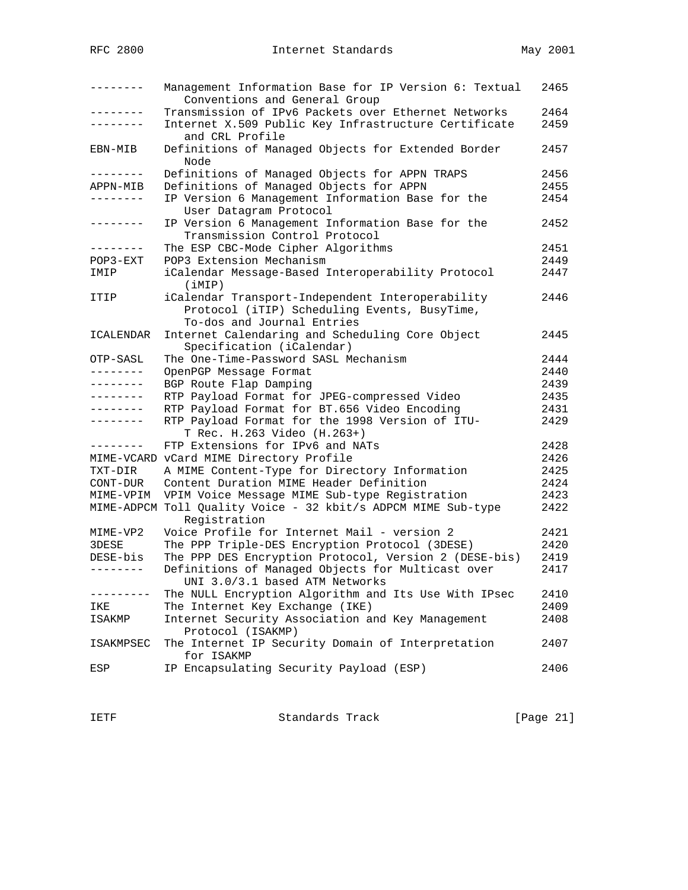| Mnemonic | Title | RFC# |
|---|---|---|
| -------- | Management Information Base for IP Version 6: Textual Conventions and General Group | 2465 |
| -------- | Transmission of IPv6 Packets over Ethernet Networks | 2464 |
| -------- | Internet X.509 Public Key Infrastructure Certificate and CRL Profile | 2459 |
| EBN-MIB | Definitions of Managed Objects for Extended Border Node | 2457 |
| -------- | Definitions of Managed Objects for APPN TRAPS | 2456 |
| APPN-MIB | Definitions of Managed Objects for APPN | 2455 |
| -------- | IP Version 6 Management Information Base for the User Datagram Protocol | 2454 |
| -------- | IP Version 6 Management Information Base for the Transmission Control Protocol | 2452 |
| -------- | The ESP CBC-Mode Cipher Algorithms | 2451 |
| POP3-EXT | POP3 Extension Mechanism | 2449 |
| IMIP | iCalendar Message-Based Interoperability Protocol (iMIP) | 2447 |
| ITIP | iCalendar Transport-Independent Interoperability Protocol (iTIP) Scheduling Events, BusyTime, To-dos and Journal Entries | 2446 |
| ICALENDAR | Internet Calendaring and Scheduling Core Object Specification (iCalendar) | 2445 |
| OTP-SASL | The One-Time-Password SASL Mechanism | 2444 |
| -------- | OpenPGP Message Format | 2440 |
| -------- | BGP Route Flap Damping | 2439 |
| -------- | RTP Payload Format for JPEG-compressed Video | 2435 |
| -------- | RTP Payload Format for BT.656 Video Encoding | 2431 |
| -------- | RTP Payload Format for the 1998 Version of ITU-T Rec. H.263 Video (H.263+) | 2429 |
| -------- | FTP Extensions for IPv6 and NATs | 2428 |
| MIME-VCARD | vCard MIME Directory Profile | 2426 |
| TXT-DIR | A MIME Content-Type for Directory Information | 2425 |
| CONT-DUR | Content Duration MIME Header Definition | 2424 |
| MIME-VPIM | VPIM Voice Message MIME Sub-type Registration | 2423 |
| MIME-ADPCM | Toll Quality Voice - 32 kbit/s ADPCM MIME Sub-type Registration | 2422 |
| MIME-VP2 | Voice Profile for Internet Mail - version 2 | 2421 |
| 3DESE | The PPP Triple-DES Encryption Protocol (3DESE) | 2420 |
| DESE-bis | The PPP DES Encryption Protocol, Version 2 (DESE-bis) | 2419 |
| -------- | Definitions of Managed Objects for Multicast over UNI 3.0/3.1 based ATM Networks | 2417 |
| --------- | The NULL Encryption Algorithm and Its Use With IPsec | 2410 |
| IKE | The Internet Key Exchange (IKE) | 2409 |
| ISAKMP | Internet Security Association and Key Management Protocol (ISAKMP) | 2408 |
| ISAKMPSEC | The Internet IP Security Domain of Interpretation for ISAKMP | 2407 |
| ESP | IP Encapsulating Security Payload (ESP) | 2406 |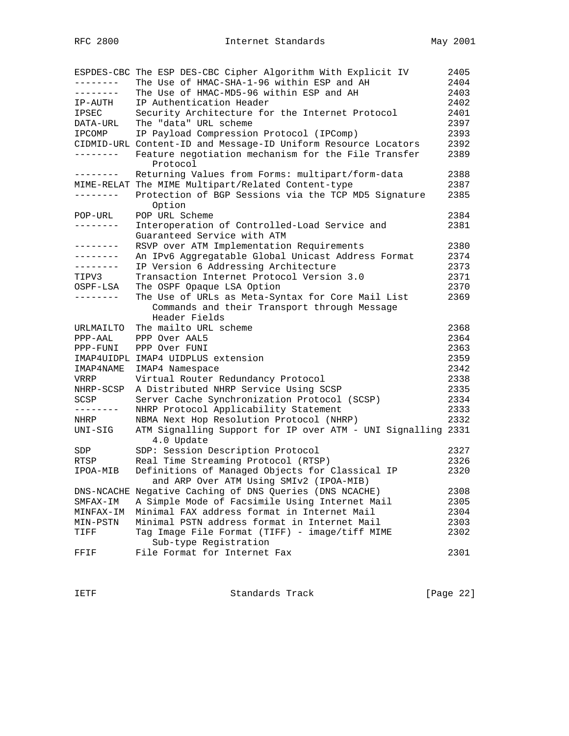| | | |
|---|---|---|
| ESPDES-CBC | The ESP DES-CBC Cipher Algorithm With Explicit IV | 2405 |
| -------- | The Use of HMAC-SHA-1-96 within ESP and AH | 2404 |
| -------- | The Use of HMAC-MD5-96 within ESP and AH | 2403 |
| IP-AUTH | IP Authentication Header | 2402 |
| IPSEC | Security Architecture for the Internet Protocol | 2401 |
| DATA-URL | The "data" URL scheme | 2397 |
| IPCOMP | IP Payload Compression Protocol (IPComp) | 2393 |
| CIDMID-URL | Content-ID and Message-ID Uniform Resource Locators | 2392 |
| -------- | Feature negotiation mechanism for the File Transfer Protocol | 2389 |
| -------- | Returning Values from Forms: multipart/form-data | 2388 |
| MIME-RELAT | The MIME Multipart/Related Content-type | 2387 |
| -------- | Protection of BGP Sessions via the TCP MD5 Signature Option | 2385 |
| POP-URL | POP URL Scheme | 2384 |
| -------- | Interoperation of Controlled-Load Service and Guaranteed Service with ATM | 2381 |
| -------- | RSVP over ATM Implementation Requirements | 2380 |
| -------- | An IPv6 Aggregatable Global Unicast Address Format | 2374 |
| -------- | IP Version 6 Addressing Architecture | 2373 |
| TIPV3 | Transaction Internet Protocol Version 3.0 | 2371 |
| OSPF-LSA | The OSPF Opaque LSA Option | 2370 |
| -------- | The Use of URLs as Meta-Syntax for Core Mail List Commands and their Transport through Message Header Fields | 2369 |
| URLMAILTO | The mailto URL scheme | 2368 |
| PPP-AAL | PPP Over AAL5 | 2364 |
| PPP-FUNI | PPP Over FUNI | 2363 |
| IMAP4UIDPL | IMAP4 UIDPLUS extension | 2359 |
| IMAP4NAME | IMAP4 Namespace | 2342 |
| VRRP | Virtual Router Redundancy Protocol | 2338 |
| NHRP-SCSP | A Distributed NHRP Service Using SCSP | 2335 |
| SCSP | Server Cache Synchronization Protocol (SCSP) | 2334 |
| -------- | NHRP Protocol Applicability Statement | 2333 |
| NHRP | NBMA Next Hop Resolution Protocol (NHRP) | 2332 |
| UNI-SIG | ATM Signalling Support for IP over ATM - UNI Signalling 4.0 Update | 2331 |
| SDP | SDP: Session Description Protocol | 2327 |
| RTSP | Real Time Streaming Protocol (RTSP) | 2326 |
| IPOA-MIB | Definitions of Managed Objects for Classical IP and ARP Over ATM Using SMIv2 (IPOA-MIB) | 2320 |
| DNS-NCACHE | Negative Caching of DNS Queries (DNS NCACHE) | 2308 |
| SMFAX-IM | A Simple Mode of Facsimile Using Internet Mail | 2305 |
| MINFAX-IM | Minimal FAX address format in Internet Mail | 2304 |
| MIN-PSTN | Minimal PSTN address format in Internet Mail | 2303 |
| TIFF | Tag Image File Format (TIFF) - image/tiff MIME Sub-type Registration | 2302 |
| FFIF | File Format for Internet Fax | 2301 |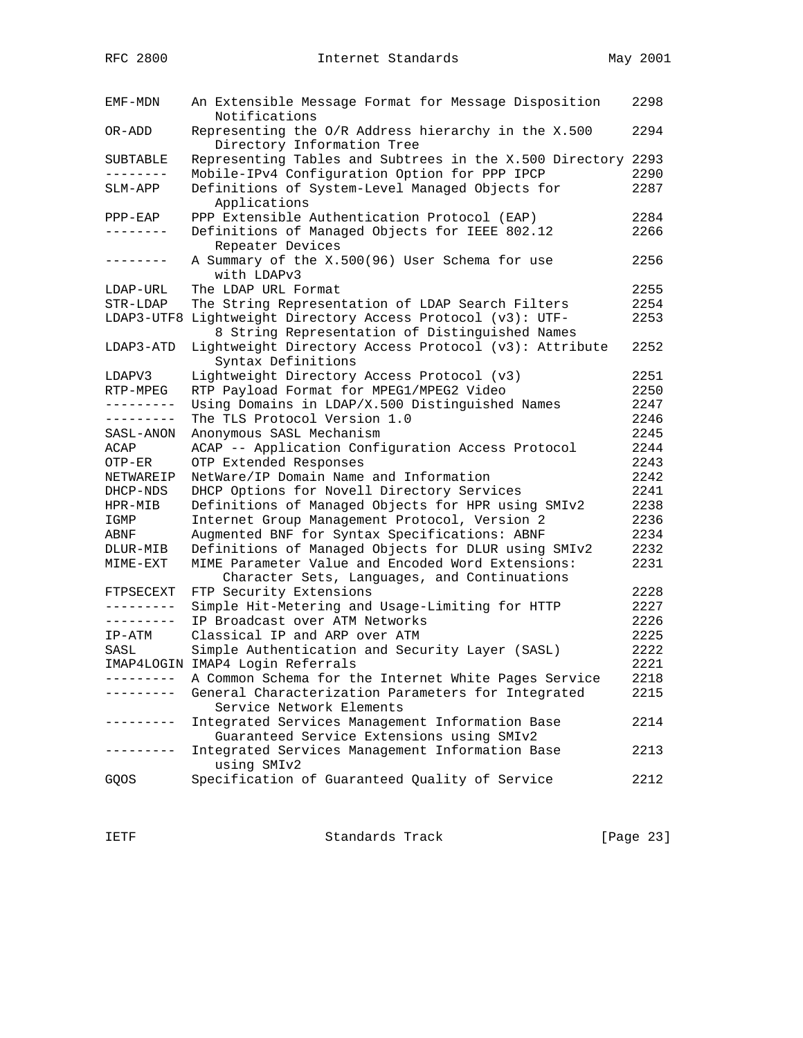| | | |
|---|---|---|
| EMF-MDN | An Extensible Message Format for Message Disposition Notifications | 2298 |
| OR-ADD | Representing the O/R Address hierarchy in the X.500 Directory Information Tree | 2294 |
| SUBTABLE | Representing Tables and Subtrees in the X.500 Directory | 2293 |
| -------- | Mobile-IPv4 Configuration Option for PPP IPCP | 2290 |
| SLM-APP | Definitions of System-Level Managed Objects for Applications | 2287 |
| PPP-EAP | PPP Extensible Authentication Protocol (EAP) | 2284 |
| -------- | Definitions of Managed Objects for IEEE 802.12 Repeater Devices | 2266 |
| -------- | A Summary of the X.500(96) User Schema for use with LDAPv3 | 2256 |
| LDAP-URL | The LDAP URL Format | 2255 |
| STR-LDAP | The String Representation of LDAP Search Filters | 2254 |
| LDAP3-UTF8 | Lightweight Directory Access Protocol (v3): UTF-8 String Representation of Distinguished Names | 2253 |
| LDAP3-ATD | Lightweight Directory Access Protocol (v3): Attribute Syntax Definitions | 2252 |
| LDAPV3 | Lightweight Directory Access Protocol (v3) | 2251 |
| RTP-MPEG | RTP Payload Format for MPEG1/MPEG2 Video | 2250 |
| --------- | Using Domains in LDAP/X.500 Distinguished Names | 2247 |
| --------- | The TLS Protocol Version 1.0 | 2246 |
| SASL-ANON | Anonymous SASL Mechanism | 2245 |
| ACAP | ACAP -- Application Configuration Access Protocol | 2244 |
| OTP-ER | OTP Extended Responses | 2243 |
| NETWAREIP | NetWare/IP Domain Name and Information | 2242 |
| DHCP-NDS | DHCP Options for Novell Directory Services | 2241 |
| HPR-MIB | Definitions of Managed Objects for HPR using SMIv2 | 2238 |
| IGMP | Internet Group Management Protocol, Version 2 | 2236 |
| ABNF | Augmented BNF for Syntax Specifications: ABNF | 2234 |
| DLUR-MIB | Definitions of Managed Objects for DLUR using SMIv2 | 2232 |
| MIME-EXT | MIME Parameter Value and Encoded Word Extensions: Character Sets, Languages, and Continuations | 2231 |
| FTPSECEXT | FTP Security Extensions | 2228 |
| --------- | Simple Hit-Metering and Usage-Limiting for HTTP | 2227 |
| --------- | IP Broadcast over ATM Networks | 2226 |
| IP-ATM | Classical IP and ARP over ATM | 2225 |
| SASL | Simple Authentication and Security Layer (SASL) | 2222 |
| IMAP4LOGIN | IMAP4 Login Referrals | 2221 |
| --------- | A Common Schema for the Internet White Pages Service | 2218 |
| --------- | General Characterization Parameters for Integrated Service Network Elements | 2215 |
| --------- | Integrated Services Management Information Base Guaranteed Service Extensions using SMIv2 | 2214 |
| --------- | Integrated Services Management Information Base using SMIv2 | 2213 |
| GQOS | Specification of Guaranteed Quality of Service | 2212 |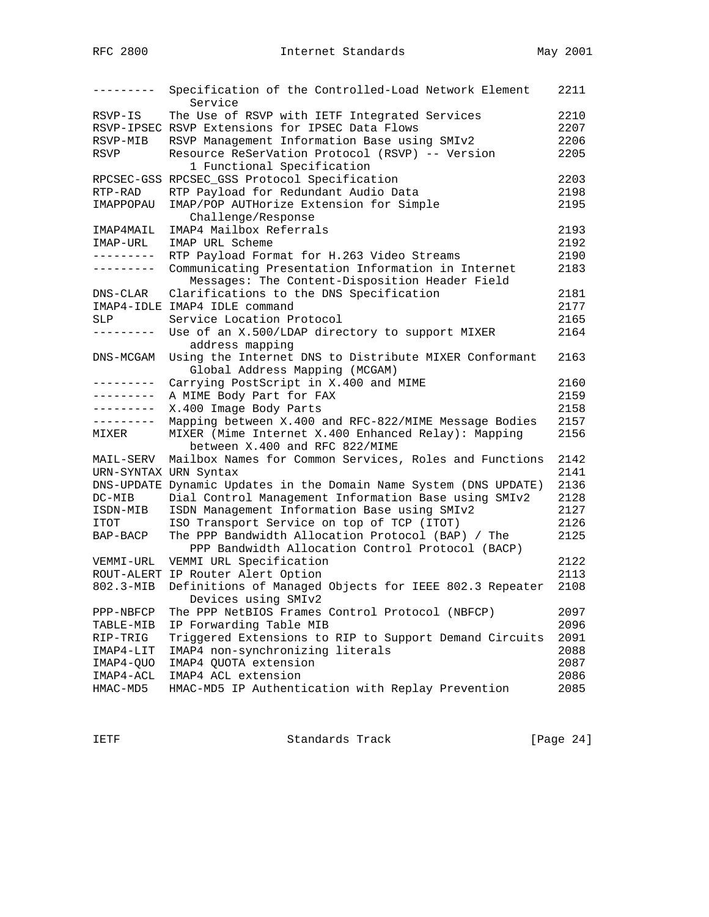| Mnemonic | Title | RFC# |
|---|---|---|
| --------- | Specification of the Controlled-Load Network Element Service | 2211 |
| RSVP-IS | The Use of RSVP with IETF Integrated Services | 2210 |
| RSVP-IPSEC | RSVP Extensions for IPSEC Data Flows | 2207 |
| RSVP-MIB | RSVP Management Information Base using SMIv2 | 2206 |
| RSVP | Resource ReSerVation Protocol (RSVP) -- Version 1 Functional Specification | 2205 |
| RPCSEC-GSS | RPCSEC_GSS Protocol Specification | 2203 |
| RTP-RAD | RTP Payload for Redundant Audio Data | 2198 |
| IMAPPOPAU | IMAP/POP AUTHorize Extension for Simple Challenge/Response | 2195 |
| IMAP4MAIL | IMAP4 Mailbox Referrals | 2193 |
| IMAP-URL | IMAP URL Scheme | 2192 |
| --------- | RTP Payload Format for H.263 Video Streams | 2190 |
| --------- | Communicating Presentation Information in Internet Messages: The Content-Disposition Header Field | 2183 |
| DNS-CLAR | Clarifications to the DNS Specification | 2181 |
| IMAP4-IDLE | IMAP4 IDLE command | 2177 |
| SLP | Service Location Protocol | 2165 |
| --------- | Use of an X.500/LDAP directory to support MIXER address mapping | 2164 |
| DNS-MCGAM | Using the Internet DNS to Distribute MIXER Conformant Global Address Mapping (MCGAM) | 2163 |
| --------- | Carrying PostScript in X.400 and MIME | 2160 |
| --------- | A MIME Body Part for FAX | 2159 |
| --------- | X.400 Image Body Parts | 2158 |
| --------- | Mapping between X.400 and RFC-822/MIME Message Bodies | 2157 |
| MIXER | MIXER (Mime Internet X.400 Enhanced Relay): Mapping between X.400 and RFC 822/MIME | 2156 |
| MAIL-SERV | Mailbox Names for Common Services, Roles and Functions | 2142 |
| URN-SYNTAX | URN Syntax | 2141 |
| DNS-UPDATE | Dynamic Updates in the Domain Name System (DNS UPDATE) | 2136 |
| DC-MIB | Dial Control Management Information Base using SMIv2 | 2128 |
| ISDN-MIB | ISDN Management Information Base using SMIv2 | 2127 |
| ITOT | ISO Transport Service on top of TCP (ITOT) | 2126 |
| BAP-BACP | The PPP Bandwidth Allocation Protocol (BAP) / The PPP Bandwidth Allocation Control Protocol (BACP) | 2125 |
| VEMMI-URL | VEMMI URL Specification | 2122 |
| ROUT-ALERT | IP Router Alert Option | 2113 |
| 802.3-MIB | Definitions of Managed Objects for IEEE 802.3 Repeater Devices using SMIv2 | 2108 |
| PPP-NBFCP | The PPP NetBIOS Frames Control Protocol (NBFCP) | 2097 |
| TABLE-MIB | IP Forwarding Table MIB | 2096 |
| RIP-TRIG | Triggered Extensions to RIP to Support Demand Circuits | 2091 |
| IMAP4-LIT | IMAP4 non-synchronizing literals | 2088 |
| IMAP4-QUO | IMAP4 QUOTA extension | 2087 |
| IMAP4-ACL | IMAP4 ACL extension | 2086 |
| HMAC-MD5 | HMAC-MD5 IP Authentication with Replay Prevention | 2085 |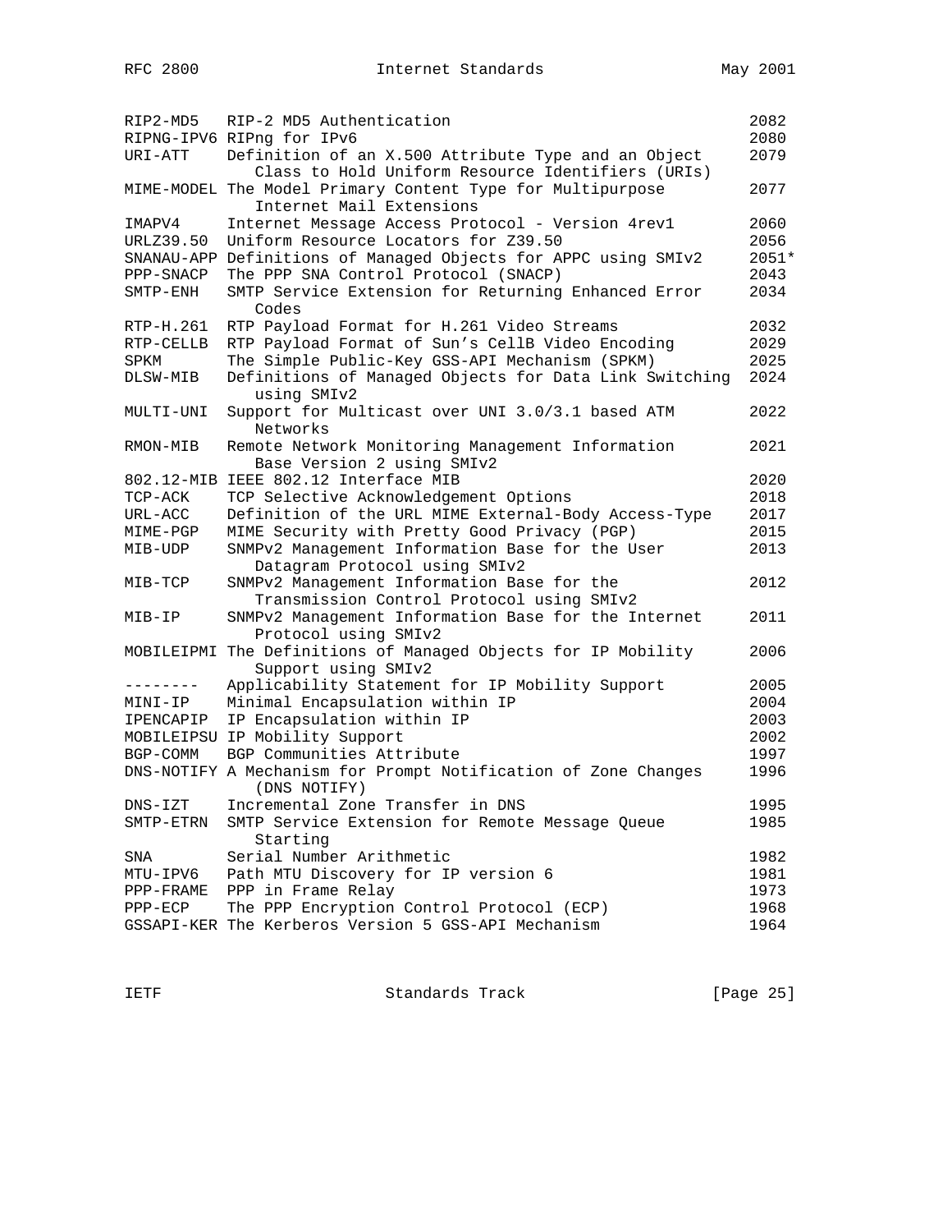| | | |
|---|---|---|
| RIP2-MD5 | RIP-2 MD5 Authentication | 2082 |
| RIPNG-IPV6 | RIPng for IPv6 | 2080 |
| URI-ATT | Definition of an X.500 Attribute Type and an Object Class to Hold Uniform Resource Identifiers (URIs) | 2079 |
| MIME-MODEL | The Model Primary Content Type for Multipurpose Internet Mail Extensions | 2077 |
| IMAPV4 | Internet Message Access Protocol - Version 4rev1 | 2060 |
| URLZ39.50 | Uniform Resource Locators for Z39.50 | 2056 |
| SNANAU-APP | Definitions of Managed Objects for APPC using SMIv2 | 2051* |
| PPP-SNACP | The PPP SNA Control Protocol (SNACP) | 2043 |
| SMTP-ENH | SMTP Service Extension for Returning Enhanced Error Codes | 2034 |
| RTP-H.261 | RTP Payload Format for H.261 Video Streams | 2032 |
| RTP-CELLB | RTP Payload Format of Sun's CellB Video Encoding | 2029 |
| SPKM | The Simple Public-Key GSS-API Mechanism (SPKM) | 2025 |
| DLSW-MIB | Definitions of Managed Objects for Data Link Switching using SMIv2 | 2024 |
| MULTI-UNI | Support for Multicast over UNI 3.0/3.1 based ATM Networks | 2022 |
| RMON-MIB | Remote Network Monitoring Management Information Base Version 2 using SMIv2 | 2021 |
| 802.12-MIB | IEEE 802.12 Interface MIB | 2020 |
| TCP-ACK | TCP Selective Acknowledgement Options | 2018 |
| URL-ACC | Definition of the URL MIME External-Body Access-Type | 2017 |
| MIME-PGP | MIME Security with Pretty Good Privacy (PGP) | 2015 |
| MIB-UDP | SNMPv2 Management Information Base for the User Datagram Protocol using SMIv2 | 2013 |
| MIB-TCP | SNMPv2 Management Information Base for the Transmission Control Protocol using SMIv2 | 2012 |
| MIB-IP | SNMPv2 Management Information Base for the Internet Protocol using SMIv2 | 2011 |
| MOBILEIPMI | The Definitions of Managed Objects for IP Mobility Support using SMIv2 | 2006 |
| -------- | Applicability Statement for IP Mobility Support | 2005 |
| MINI-IP | Minimal Encapsulation within IP | 2004 |
| IPENCAPIP | IP Encapsulation within IP | 2003 |
| MOBILEIPSU | IP Mobility Support | 2002 |
| BGP-COMM | BGP Communities Attribute | 1997 |
| DNS-NOTIFY | A Mechanism for Prompt Notification of Zone Changes (DNS NOTIFY) | 1996 |
| DNS-IZT | Incremental Zone Transfer in DNS | 1995 |
| SMTP-ETRN | SMTP Service Extension for Remote Message Queue Starting | 1985 |
| SNA | Serial Number Arithmetic | 1982 |
| MTU-IPV6 | Path MTU Discovery for IP version 6 | 1981 |
| PPP-FRAME | PPP in Frame Relay | 1973 |
| PPP-ECP | The PPP Encryption Control Protocol (ECP) | 1968 |
| GSSAPI-KER | The Kerberos Version 5 GSS-API Mechanism | 1964 |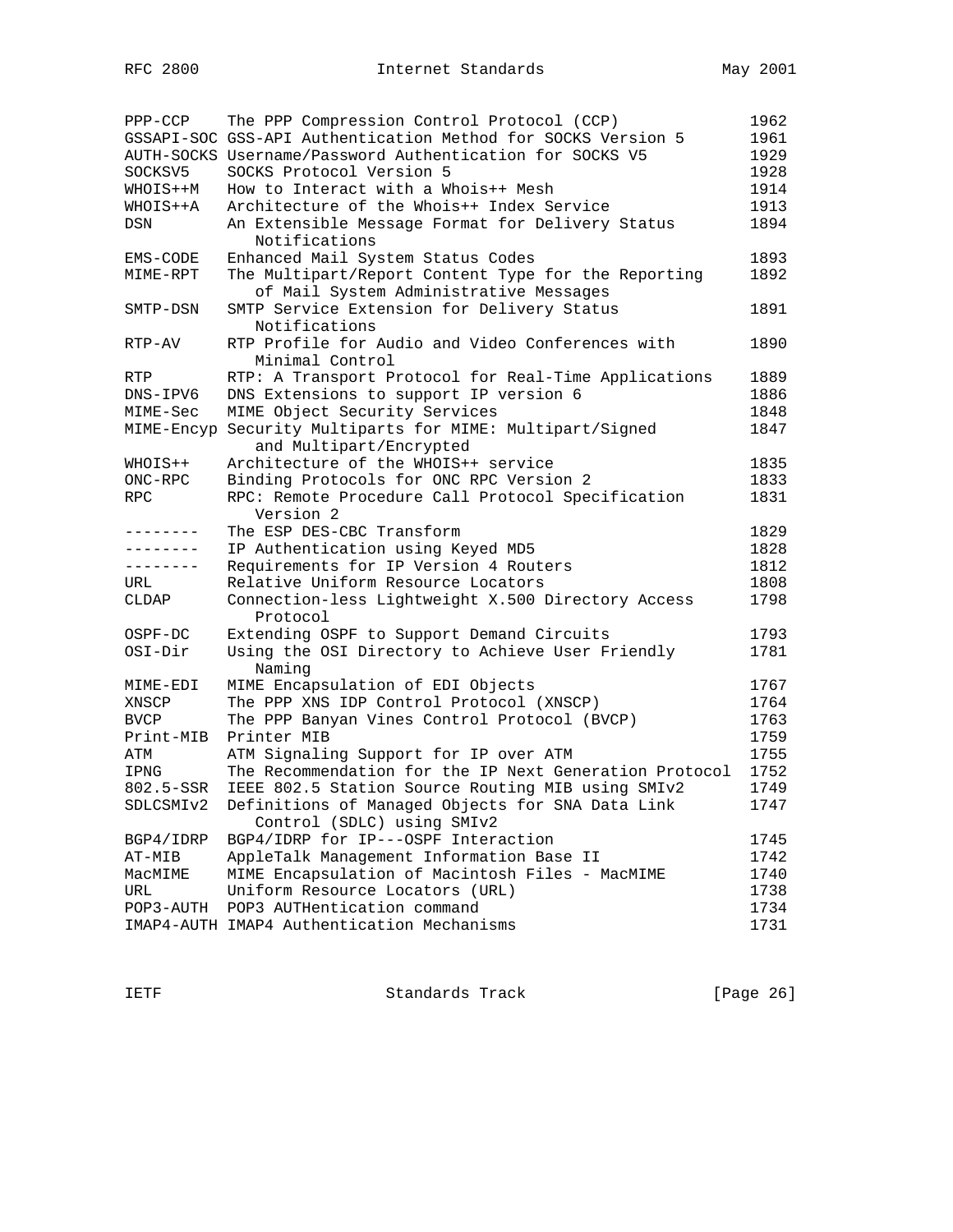| | | |
|---|---|---|
| PPP-CCP | The PPP Compression Control Protocol (CCP) | 1962 |
| GSSAPI-SOC | GSS-API Authentication Method for SOCKS Version 5 | 1961 |
| AUTH-SOCKS | Username/Password Authentication for SOCKS V5 | 1929 |
| SOCKSV5 | SOCKS Protocol Version 5 | 1928 |
| WHOIS++M | How to Interact with a Whois++ Mesh | 1914 |
| WHOIS++A | Architecture of the Whois++ Index Service | 1913 |
| DSN | An Extensible Message Format for Delivery Status Notifications | 1894 |
| EMS-CODE | Enhanced Mail System Status Codes | 1893 |
| MIME-RPT | The Multipart/Report Content Type for the Reporting of Mail System Administrative Messages | 1892 |
| SMTP-DSN | SMTP Service Extension for Delivery Status Notifications | 1891 |
| RTP-AV | RTP Profile for Audio and Video Conferences with Minimal Control | 1890 |
| RTP | RTP: A Transport Protocol for Real-Time Applications | 1889 |
| DNS-IPV6 | DNS Extensions to support IP version 6 | 1886 |
| MIME-Sec | MIME Object Security Services | 1848 |
| MIME-Encyp | Security Multiparts for MIME: Multipart/Signed and Multipart/Encrypted | 1847 |
| WHOIS++ | Architecture of the WHOIS++ service | 1835 |
| ONC-RPC | Binding Protocols for ONC RPC Version 2 | 1833 |
| RPC | RPC: Remote Procedure Call Protocol Specification Version 2 | 1831 |
| -------- | The ESP DES-CBC Transform | 1829 |
| -------- | IP Authentication using Keyed MD5 | 1828 |
| -------- | Requirements for IP Version 4 Routers | 1812 |
| URL | Relative Uniform Resource Locators | 1808 |
| CLDAP | Connection-less Lightweight X.500 Directory Access Protocol | 1798 |
| OSPF-DC | Extending OSPF to Support Demand Circuits | 1793 |
| OSI-Dir | Using the OSI Directory to Achieve User Friendly Naming | 1781 |
| MIME-EDI | MIME Encapsulation of EDI Objects | 1767 |
| XNSCP | The PPP XNS IDP Control Protocol (XNSCP) | 1764 |
| BVCP | The PPP Banyan Vines Control Protocol (BVCP) | 1763 |
| Print-MIB | Printer MIB | 1759 |
| ATM | ATM Signaling Support for IP over ATM | 1755 |
| IPNG | The Recommendation for the IP Next Generation Protocol | 1752 |
| 802.5-SSR | IEEE 802.5 Station Source Routing MIB using SMIv2 | 1749 |
| SDLCSMIv2 | Definitions of Managed Objects for SNA Data Link Control (SDLC) using SMIv2 | 1747 |
| BGP4/IDRP | BGP4/IDRP for IP---OSPF Interaction | 1745 |
| AT-MIB | AppleTalk Management Information Base II | 1742 |
| MacMIME | MIME Encapsulation of Macintosh Files - MacMIME | 1740 |
| URL | Uniform Resource Locators (URL) | 1738 |
| POP3-AUTH | POP3 AUTHentication command | 1734 |
| IMAP4-AUTH | IMAP4 Authentication Mechanisms | 1731 |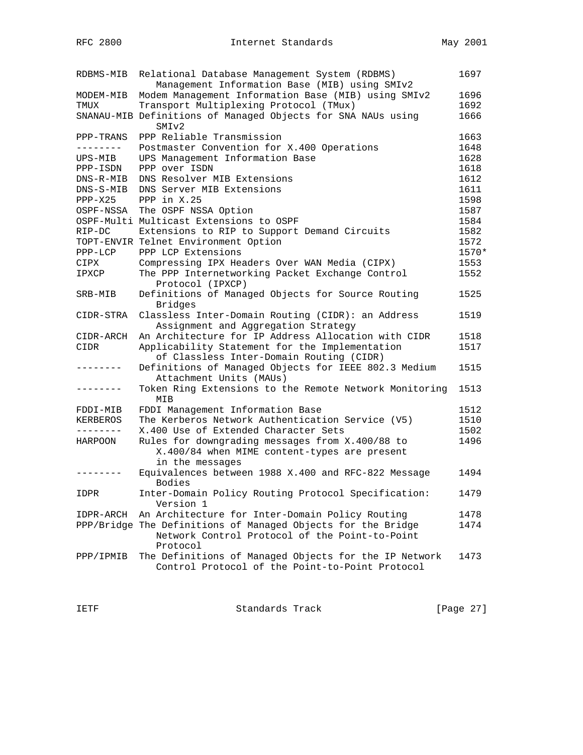| Mnemonic | Title | RFC# |
|---|---|---|
| RDBMS-MIB | Relational Database Management System (RDBMS) Management Information Base (MIB) using SMIv2 | 1697 |
| MODEM-MIB | Modem Management Information Base (MIB) using SMIv2 | 1696 |
| TMUX | Transport Multiplexing Protocol (TMux) | 1692 |
| SNANAU-MIB | Definitions of Managed Objects for SNA NAUs using SMIv2 | 1666 |
| PPP-TRANS | PPP Reliable Transmission | 1663 |
| -------- | Postmaster Convention for X.400 Operations | 1648 |
| UPS-MIB | UPS Management Information Base | 1628 |
| PPP-ISDN | PPP over ISDN | 1618 |
| DNS-R-MIB | DNS Resolver MIB Extensions | 1612 |
| DNS-S-MIB | DNS Server MIB Extensions | 1611 |
| PPP-X25 | PPP in X.25 | 1598 |
| OSPF-NSSA | The OSPF NSSA Option | 1587 |
| OSPF-Multi | Multicast Extensions to OSPF | 1584 |
| RIP-DC | Extensions to RIP to Support Demand Circuits | 1582 |
| TOPT-ENVIR | Telnet Environment Option | 1572 |
| PPP-LCP | PPP LCP Extensions | 1570* |
| CIPX | Compressing IPX Headers Over WAN Media (CIPX) | 1553 |
| IPXCP | The PPP Internetworking Packet Exchange Control Protocol (IPXCP) | 1552 |
| SRB-MIB | Definitions of Managed Objects for Source Routing Bridges | 1525 |
| CIDR-STRA | Classless Inter-Domain Routing (CIDR): an Address Assignment and Aggregation Strategy | 1519 |
| CIDR-ARCH | An Architecture for IP Address Allocation with CIDR | 1518 |
| CIDR | Applicability Statement for the Implementation of Classless Inter-Domain Routing (CIDR) | 1517 |
| -------- | Definitions of Managed Objects for IEEE 802.3 Medium Attachment Units (MAUs) | 1515 |
| -------- | Token Ring Extensions to the Remote Network Monitoring MIB | 1513 |
| FDDI-MIB | FDDI Management Information Base | 1512 |
| KERBEROS | The Kerberos Network Authentication Service (V5) | 1510 |
| -------- | X.400 Use of Extended Character Sets | 1502 |
| HARPOON | Rules for downgrading messages from X.400/88 to X.400/84 when MIME content-types are present in the messages | 1496 |
| -------- | Equivalences between 1988 X.400 and RFC-822 Message Bodies | 1494 |
| IDPR | Inter-Domain Policy Routing Protocol Specification: Version 1 | 1479 |
| IDPR-ARCH | An Architecture for Inter-Domain Policy Routing | 1478 |
| PPP/Bridge | The Definitions of Managed Objects for the Bridge Network Control Protocol of the Point-to-Point Protocol | 1474 |
| PPP/IPMIB | The Definitions of Managed Objects for the IP Network Control Protocol of the Point-to-Point Protocol | 1473 |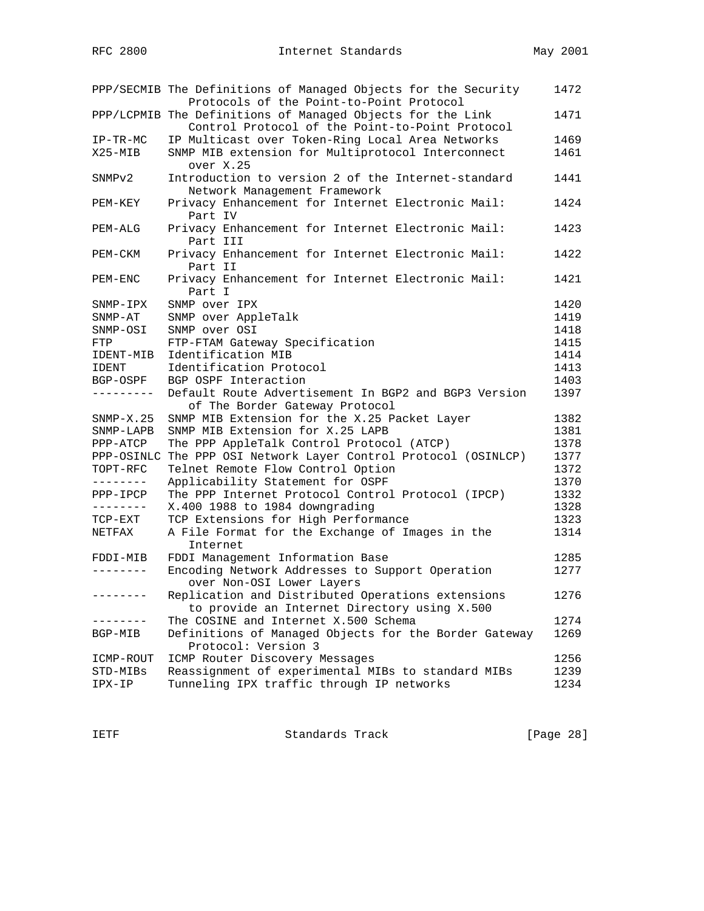| | | |
|---|---|---|
| PPP/SECMIB | The Definitions of Managed Objects for the Security Protocols of the Point-to-Point Protocol | 1472 |
| PPP/LCPMIB | The Definitions of Managed Objects for the Link Control Protocol of the Point-to-Point Protocol | 1471 |
| IP-TR-MC | IP Multicast over Token-Ring Local Area Networks | 1469 |
| X25-MIB | SNMP MIB extension for Multiprotocol Interconnect over X.25 | 1461 |
| SNMPv2 | Introduction to version 2 of the Internet-standard Network Management Framework | 1441 |
| PEM-KEY | Privacy Enhancement for Internet Electronic Mail: Part IV | 1424 |
| PEM-ALG | Privacy Enhancement for Internet Electronic Mail: Part III | 1423 |
| PEM-CKM | Privacy Enhancement for Internet Electronic Mail: Part II | 1422 |
| PEM-ENC | Privacy Enhancement for Internet Electronic Mail: Part I | 1421 |
| SNMP-IPX | SNMP over IPX | 1420 |
| SNMP-AT | SNMP over AppleTalk | 1419 |
| SNMP-OSI | SNMP over OSI | 1418 |
| FTP | FTP-FTAM Gateway Specification | 1415 |
| IDENT-MIB | Identification MIB | 1414 |
| IDENT | Identification Protocol | 1413 |
| BGP-OSPF | BGP OSPF Interaction | 1403 |
| --------- | Default Route Advertisement In BGP2 and BGP3 Version of The Border Gateway Protocol | 1397 |
| SNMP-X.25 | SNMP MIB Extension for the X.25 Packet Layer | 1382 |
| SNMP-LAPB | SNMP MIB Extension for X.25 LAPB | 1381 |
| PPP-ATCP | The PPP AppleTalk Control Protocol (ATCP) | 1378 |
| PPP-OSINLC | The PPP OSI Network Layer Control Protocol (OSINLCP) | 1377 |
| TOPT-RFC | Telnet Remote Flow Control Option | 1372 |
| -------- | Applicability Statement for OSPF | 1370 |
| PPP-IPCP | The PPP Internet Protocol Control Protocol (IPCP) | 1332 |
| -------- | X.400 1988 to 1984 downgrading | 1328 |
| TCP-EXT | TCP Extensions for High Performance | 1323 |
| NETFAX | A File Format for the Exchange of Images in the Internet | 1314 |
| FDDI-MIB | FDDI Management Information Base | 1285 |
| -------- | Encoding Network Addresses to Support Operation over Non-OSI Lower Layers | 1277 |
| -------- | Replication and Distributed Operations extensions to provide an Internet Directory using X.500 | 1276 |
| -------- | The COSINE and Internet X.500 Schema | 1274 |
| BGP-MIB | Definitions of Managed Objects for the Border Gateway Protocol: Version 3 | 1269 |
| ICMP-ROUT | ICMP Router Discovery Messages | 1256 |
| STD-MIBs | Reassignment of experimental MIBs to standard MIBs | 1239 |
| IPX-IP | Tunneling IPX traffic through IP networks | 1234 |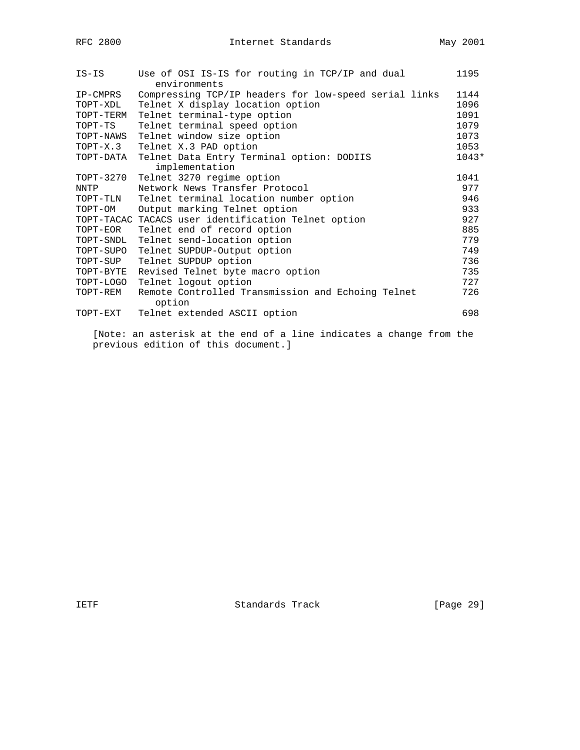| | | |
|---|---|---|
| IS-IS | Use of OSI IS-IS for routing in TCP/IP and dual environments | 1195 |
| IP-CMPRS | Compressing TCP/IP headers for low-speed serial links | 1144 |
| TOPT-XDL | Telnet X display location option | 1096 |
| TOPT-TERM | Telnet terminal-type option | 1091 |
| TOPT-TS | Telnet terminal speed option | 1079 |
| TOPT-NAWS | Telnet window size option | 1073 |
| TOPT-X.3 | Telnet X.3 PAD option | 1053 |
| TOPT-DATA | Telnet Data Entry Terminal option: DODIIS implementation | 1043* |
| TOPT-3270 | Telnet 3270 regime option | 1041 |
| NNTP | Network News Transfer Protocol | 977 |
| TOPT-TLN | Telnet terminal location number option | 946 |
| TOPT-OM | Output marking Telnet option | 933 |
| TOPT-TACAC | TACACS user identification Telnet option | 927 |
| TOPT-EOR | Telnet end of record option | 885 |
| TOPT-SNDL | Telnet send-location option | 779 |
| TOPT-SUPO | Telnet SUPDUP-Output option | 749 |
| TOPT-SUP | Telnet SUPDUP option | 736 |
| TOPT-BYTE | Revised Telnet byte macro option | 735 |
| TOPT-LOGO | Telnet logout option | 727 |
| TOPT-REM | Remote Controlled Transmission and Echoing Telnet option | 726 |
| TOPT-EXT | Telnet extended ASCII option | 698 |

[Note: an asterisk at the end of a line indicates a change from the previous edition of this document.]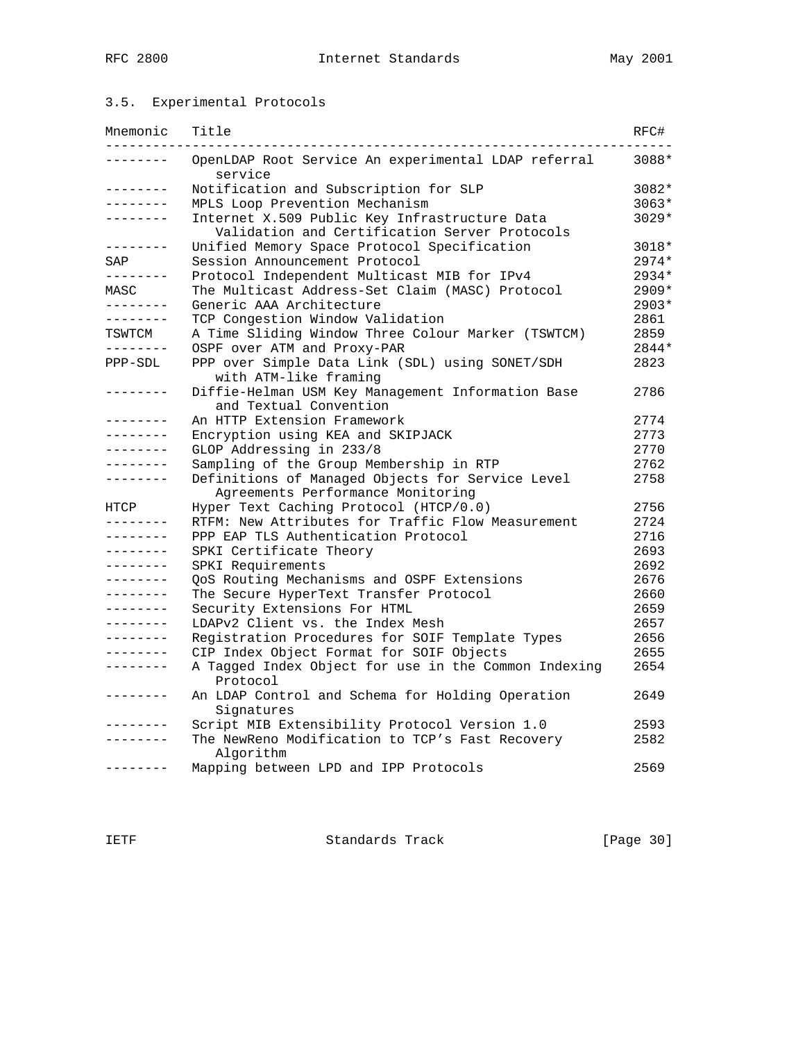### 3.5. Experimental Protocols

| Mnemonic | Title | RFC# |
|---|---|---|
| -------- | OpenLDAP Root Service An experimental LDAP referral service | 3088* |
| -------- | Notification and Subscription for SLP | 3082* |
| -------- | MPLS Loop Prevention Mechanism | 3063* |
| -------- | Internet X.509 Public Key Infrastructure Data Validation and Certification Server Protocols | 3029* |
| -------- | Unified Memory Space Protocol Specification | 3018* |
| SAP | Session Announcement Protocol | 2974* |
| -------- | Protocol Independent Multicast MIB for IPv4 | 2934* |
| MASC | The Multicast Address-Set Claim (MASC) Protocol | 2909* |
| -------- | Generic AAA Architecture | 2903* |
| -------- | TCP Congestion Window Validation | 2861 |
| TSWTCM | A Time Sliding Window Three Colour Marker (TSWTCM) | 2859 |
| -------- | OSPF over ATM and Proxy-PAR | 2844* |
| PPP-SDL | PPP over Simple Data Link (SDL) using SONET/SDH with ATM-like framing | 2823 |
| -------- | Diffie-Helman USM Key Management Information Base and Textual Convention | 2786 |
| -------- | An HTTP Extension Framework | 2774 |
| -------- | Encryption using KEA and SKIPJACK | 2773 |
| -------- | GLOP Addressing in 233/8 | 2770 |
| -------- | Sampling of the Group Membership in RTP | 2762 |
| -------- | Definitions of Managed Objects for Service Level Agreements Performance Monitoring | 2758 |
| HTCP | Hyper Text Caching Protocol (HTCP/0.0) | 2756 |
| -------- | RTFM: New Attributes for Traffic Flow Measurement | 2724 |
| -------- | PPP EAP TLS Authentication Protocol | 2716 |
| -------- | SPKI Certificate Theory | 2693 |
| -------- | SPKI Requirements | 2692 |
| -------- | QoS Routing Mechanisms and OSPF Extensions | 2676 |
| -------- | The Secure HyperText Transfer Protocol | 2660 |
| -------- | Security Extensions For HTML | 2659 |
| -------- | LDAPv2 Client vs. the Index Mesh | 2657 |
| -------- | Registration Procedures for SOIF Template Types | 2656 |
| -------- | CIP Index Object Format for SOIF Objects | 2655 |
| -------- | A Tagged Index Object for use in the Common Indexing Protocol | 2654 |
| -------- | An LDAP Control and Schema for Holding Operation Signatures | 2649 |
| -------- | Script MIB Extensibility Protocol Version 1.0 | 2593 |
| -------- | The NewReno Modification to TCP's Fast Recovery Algorithm | 2582 |
| -------- | Mapping between LPD and IPP Protocols | 2569 |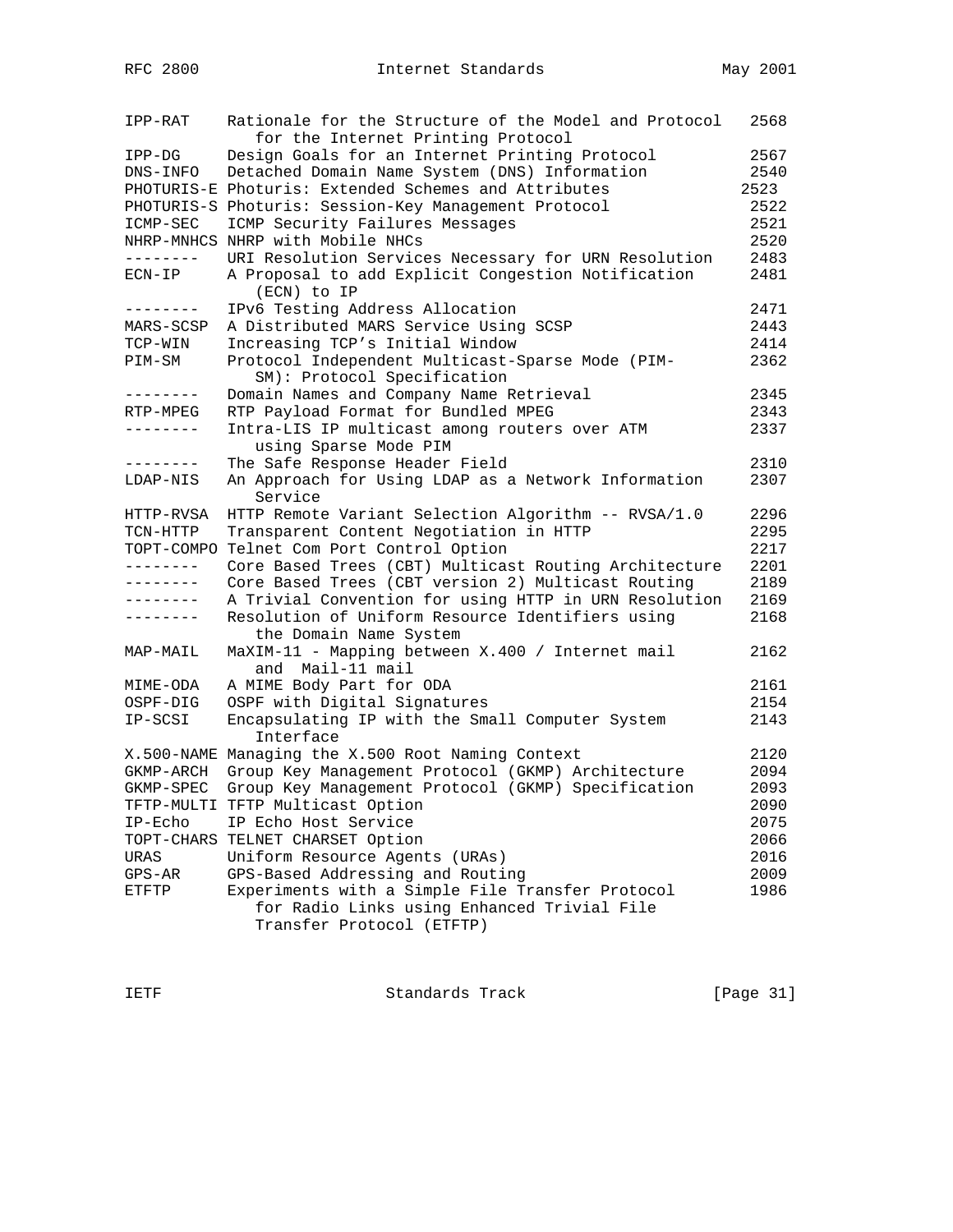| | | |
|---|---|---|
| IPP-RAT | Rationale for the Structure of the Model and Protocol for the Internet Printing Protocol | 2568 |
| IPP-DG | Design Goals for an Internet Printing Protocol | 2567 |
| DNS-INFO | Detached Domain Name System (DNS) Information | 2540 |
| PHOTURIS-E | Photuris: Extended Schemes and Attributes | 2523 |
| PHOTURIS-S | Photuris: Session-Key Management Protocol | 2522 |
| ICMP-SEC | ICMP Security Failures Messages | 2521 |
| NHRP-MNHCS | NHRP with Mobile NHCs | 2520 |
| -------- | URI Resolution Services Necessary for URN Resolution | 2483 |
| ECN-IP | A Proposal to add Explicit Congestion Notification (ECN) to IP | 2481 |
| -------- | IPv6 Testing Address Allocation | 2471 |
| MARS-SCSP | A Distributed MARS Service Using SCSP | 2443 |
| TCP-WIN | Increasing TCP's Initial Window | 2414 |
| PIM-SM | Protocol Independent Multicast-Sparse Mode (PIM-SM): Protocol Specification | 2362 |
| -------- | Domain Names and Company Name Retrieval | 2345 |
| RTP-MPEG | RTP Payload Format for Bundled MPEG | 2343 |
| -------- | Intra-LIS IP multicast among routers over ATM using Sparse Mode PIM | 2337 |
| -------- | The Safe Response Header Field | 2310 |
| LDAP-NIS | An Approach for Using LDAP as a Network Information Service | 2307 |
| HTTP-RVSA | HTTP Remote Variant Selection Algorithm -- RVSA/1.0 | 2296 |
| TCN-HTTP | Transparent Content Negotiation in HTTP | 2295 |
| TOPT-COMPO | Telnet Com Port Control Option | 2217 |
| -------- | Core Based Trees (CBT) Multicast Routing Architecture | 2201 |
| -------- | Core Based Trees (CBT version 2) Multicast Routing | 2189 |
| -------- | A Trivial Convention for using HTTP in URN Resolution | 2169 |
| -------- | Resolution of Uniform Resource Identifiers using the Domain Name System | 2168 |
| MAP-MAIL | MaXIM-11 - Mapping between X.400 / Internet mail and Mail-11 mail | 2162 |
| MIME-ODA | A MIME Body Part for ODA | 2161 |
| OSPF-DIG | OSPF with Digital Signatures | 2154 |
| IP-SCSI | Encapsulating IP with the Small Computer System Interface | 2143 |
| X.500-NAME | Managing the X.500 Root Naming Context | 2120 |
| GKMP-ARCH | Group Key Management Protocol (GKMP) Architecture | 2094 |
| GKMP-SPEC | Group Key Management Protocol (GKMP) Specification | 2093 |
| TFTP-MULTI | TFTP Multicast Option | 2090 |
| IP-Echo | IP Echo Host Service | 2075 |
| TOPT-CHARS | TELNET CHARSET Option | 2066 |
| URAS | Uniform Resource Agents (URAs) | 2016 |
| GPS-AR | GPS-Based Addressing and Routing | 2009 |
| ETFTP | Experiments with a Simple File Transfer Protocol for Radio Links using Enhanced Trivial File Transfer Protocol (ETFTP) | 1986 |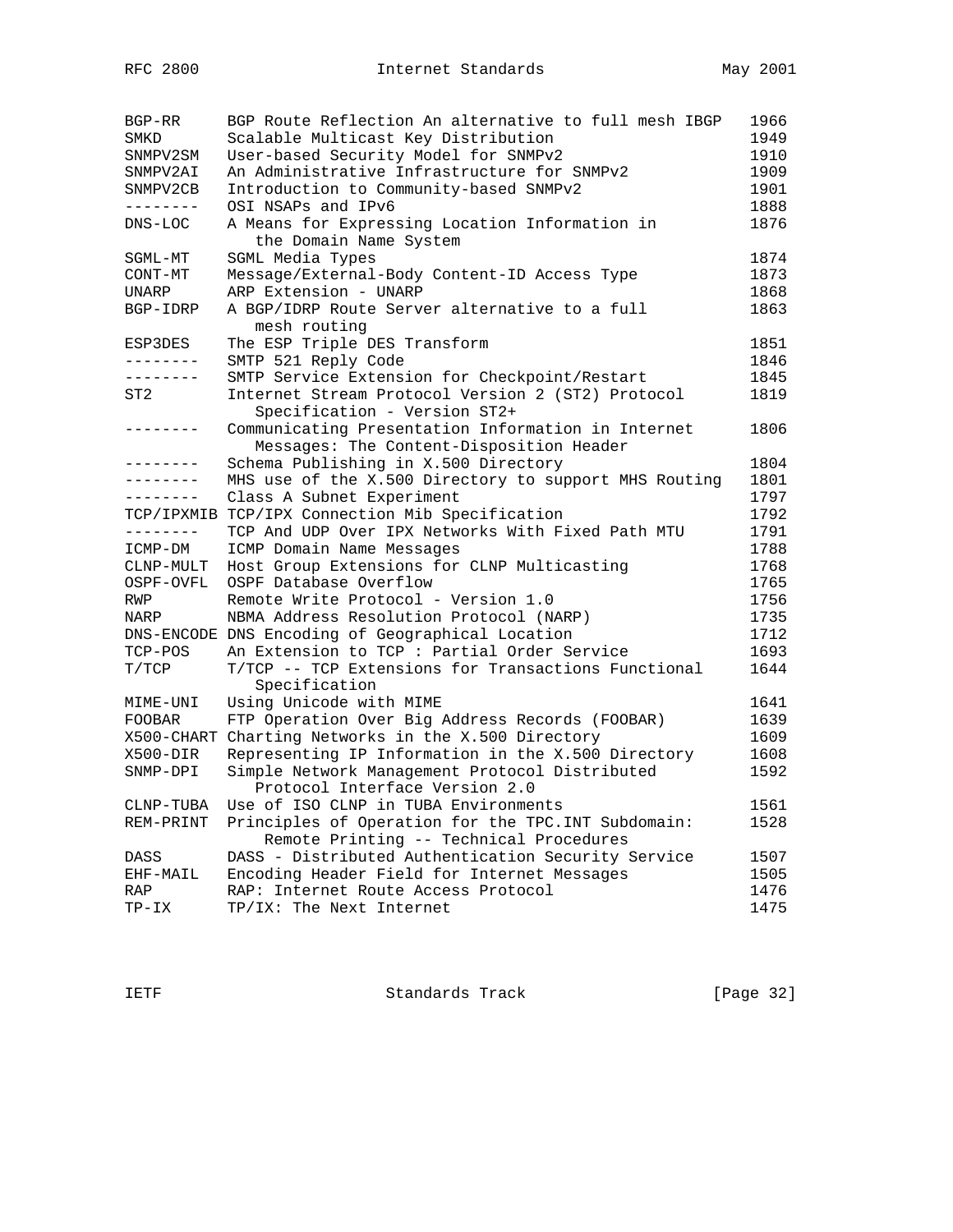| | | |
|---|---|---|
| BGP-RR | BGP Route Reflection An alternative to full mesh IBGP | 1966 |
| SMKD | Scalable Multicast Key Distribution | 1949 |
| SNMPV2SM | User-based Security Model for SNMPv2 | 1910 |
| SNMPV2AI | An Administrative Infrastructure for SNMPv2 | 1909 |
| SNMPV2CB | Introduction to Community-based SNMPv2 | 1901 |
| -------- | OSI NSAPs and IPv6 | 1888 |
| DNS-LOC | A Means for Expressing Location Information in the Domain Name System | 1876 |
| SGML-MT | SGML Media Types | 1874 |
| CONT-MT | Message/External-Body Content-ID Access Type | 1873 |
| UNARP | ARP Extension - UNARP | 1868 |
| BGP-IDRP | A BGP/IDRP Route Server alternative to a full mesh routing | 1863 |
| ESP3DES | The ESP Triple DES Transform | 1851 |
| -------- | SMTP 521 Reply Code | 1846 |
| -------- | SMTP Service Extension for Checkpoint/Restart | 1845 |
| ST2 | Internet Stream Protocol Version 2 (ST2) Protocol Specification - Version ST2+ | 1819 |
| -------- | Communicating Presentation Information in Internet Messages: The Content-Disposition Header | 1806 |
| -------- | Schema Publishing in X.500 Directory | 1804 |
| -------- | MHS use of the X.500 Directory to support MHS Routing | 1801 |
| -------- | Class A Subnet Experiment | 1797 |
| TCP/IPXMIB | TCP/IPX Connection Mib Specification | 1792 |
| -------- | TCP And UDP Over IPX Networks With Fixed Path MTU | 1791 |
| ICMP-DM | ICMP Domain Name Messages | 1788 |
| CLNP-MULT | Host Group Extensions for CLNP Multicasting | 1768 |
| OSPF-OVFL | OSPF Database Overflow | 1765 |
| RWP | Remote Write Protocol - Version 1.0 | 1756 |
| NARP | NBMA Address Resolution Protocol (NARP) | 1735 |
| DNS-ENCODE | DNS Encoding of Geographical Location | 1712 |
| TCP-POS | An Extension to TCP : Partial Order Service | 1693 |
| T/TCP | T/TCP -- TCP Extensions for Transactions Functional Specification | 1644 |
| MIME-UNI | Using Unicode with MIME | 1641 |
| FOOBAR | FTP Operation Over Big Address Records (FOOBAR) | 1639 |
| X500-CHART | Charting Networks in the X.500 Directory | 1609 |
| X500-DIR | Representing IP Information in the X.500 Directory | 1608 |
| SNMP-DPI | Simple Network Management Protocol Distributed Protocol Interface Version 2.0 | 1592 |
| CLNP-TUBA | Use of ISO CLNP in TUBA Environments | 1561 |
| REM-PRINT | Principles of Operation for the TPC.INT Subdomain: Remote Printing -- Technical Procedures | 1528 |
| DASS | DASS - Distributed Authentication Security Service | 1507 |
| EHF-MAIL | Encoding Header Field for Internet Messages | 1505 |
| RAP | RAP: Internet Route Access Protocol | 1476 |
| TP-IX | TP/IX: The Next Internet | 1475 |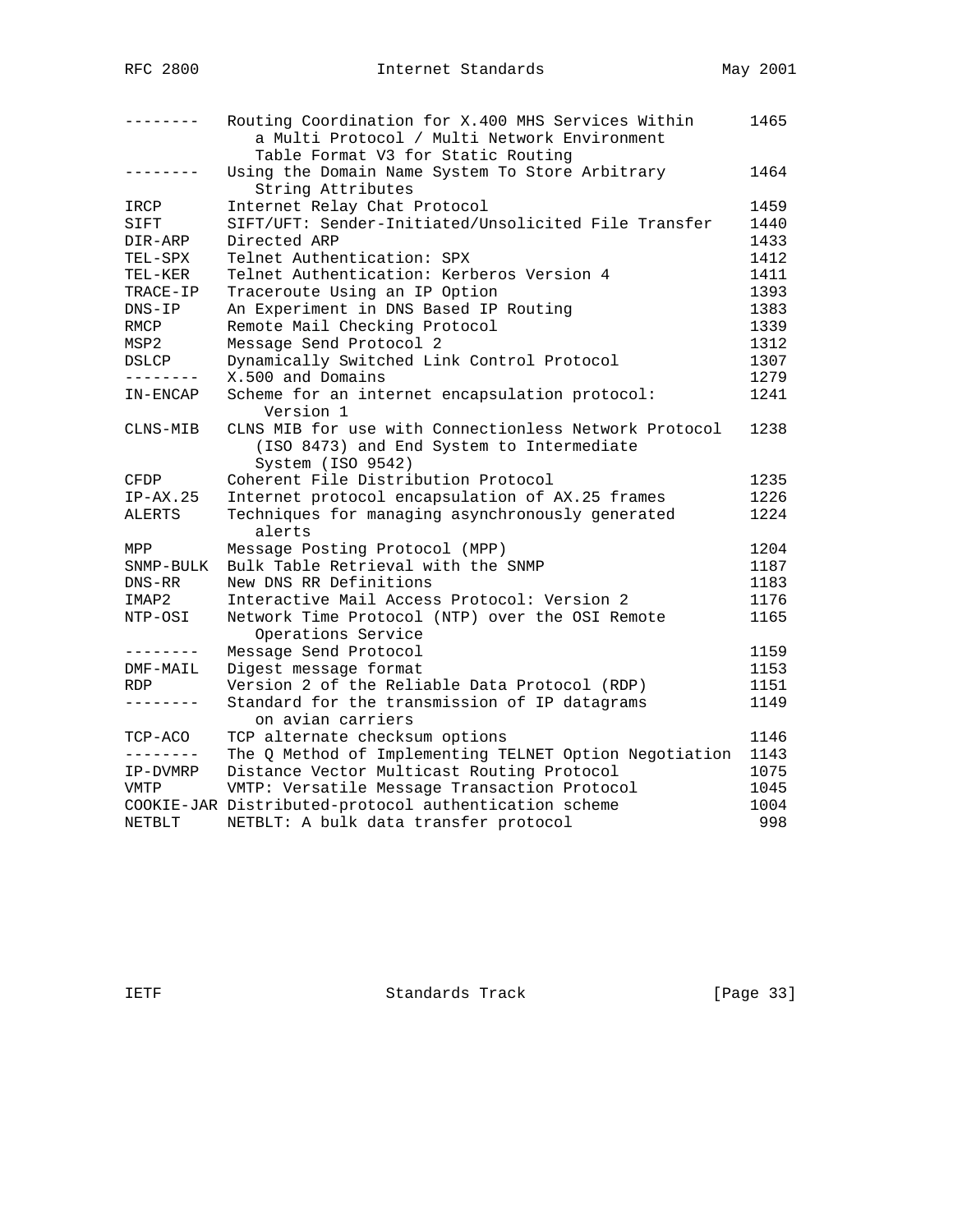| | | |
|---|---|---|
| -------- | Routing Coordination for X.400 MHS Services Within a Multi Protocol / Multi Network Environment Table Format V3 for Static Routing | 1465 |
| -------- | Using the Domain Name System To Store Arbitrary String Attributes | 1464 |
| IRCP | Internet Relay Chat Protocol | 1459 |
| SIFT | SIFT/UFT: Sender-Initiated/Unsolicited File Transfer | 1440 |
| DIR-ARP | Directed ARP | 1433 |
| TEL-SPX | Telnet Authentication: SPX | 1412 |
| TEL-KER | Telnet Authentication: Kerberos Version 4 | 1411 |
| TRACE-IP | Traceroute Using an IP Option | 1393 |
| DNS-IP | An Experiment in DNS Based IP Routing | 1383 |
| RMCP | Remote Mail Checking Protocol | 1339 |
| MSP2 | Message Send Protocol 2 | 1312 |
| DSLCP | Dynamically Switched Link Control Protocol | 1307 |
| -------- | X.500 and Domains | 1279 |
| IN-ENCAP | Scheme for an internet encapsulation protocol: Version 1 | 1241 |
| CLNS-MIB | CLNS MIB for use with Connectionless Network Protocol (ISO 8473) and End System to Intermediate System (ISO 9542) | 1238 |
| CFDP | Coherent File Distribution Protocol | 1235 |
| IP-AX.25 | Internet protocol encapsulation of AX.25 frames | 1226 |
| ALERTS | Techniques for managing asynchronously generated alerts | 1224 |
| MPP | Message Posting Protocol (MPP) | 1204 |
| SNMP-BULK | Bulk Table Retrieval with the SNMP | 1187 |
| DNS-RR | New DNS RR Definitions | 1183 |
| IMAP2 | Interactive Mail Access Protocol: Version 2 | 1176 |
| NTP-OSI | Network Time Protocol (NTP) over the OSI Remote Operations Service | 1165 |
| -------- | Message Send Protocol | 1159 |
| DMF-MAIL | Digest message format | 1153 |
| RDP | Version 2 of the Reliable Data Protocol (RDP) | 1151 |
| -------- | Standard for the transmission of IP datagrams on avian carriers | 1149 |
| TCP-ACO | TCP alternate checksum options | 1146 |
| -------- | The Q Method of Implementing TELNET Option Negotiation | 1143 |
| IP-DVMRP | Distance Vector Multicast Routing Protocol | 1075 |
| VMTP | VMTP: Versatile Message Transaction Protocol | 1045 |
| COOKIE-JAR | Distributed-protocol authentication scheme | 1004 |
| NETBLT | NETBLT: A bulk data transfer protocol | 998 |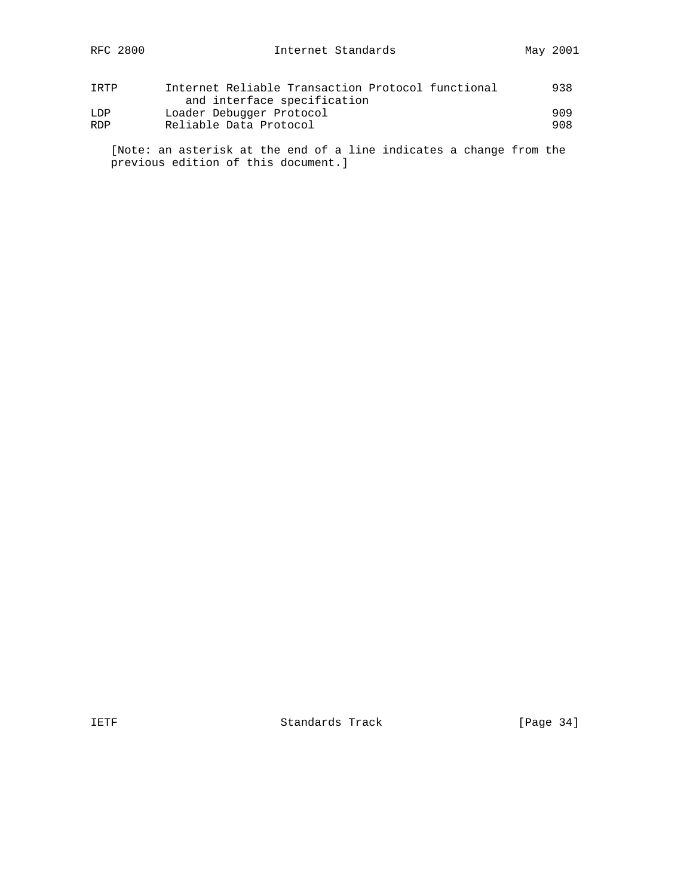| | | |
|---|---|---|
| IRTP | Internet Reliable Transaction Protocol functional and interface specification | 938 |
| LDP | Loader Debugger Protocol | 909 |
| RDP | Reliable Data Protocol | 908 |

[Note: an asterisk at the end of a line indicates a change from the previous edition of this document.]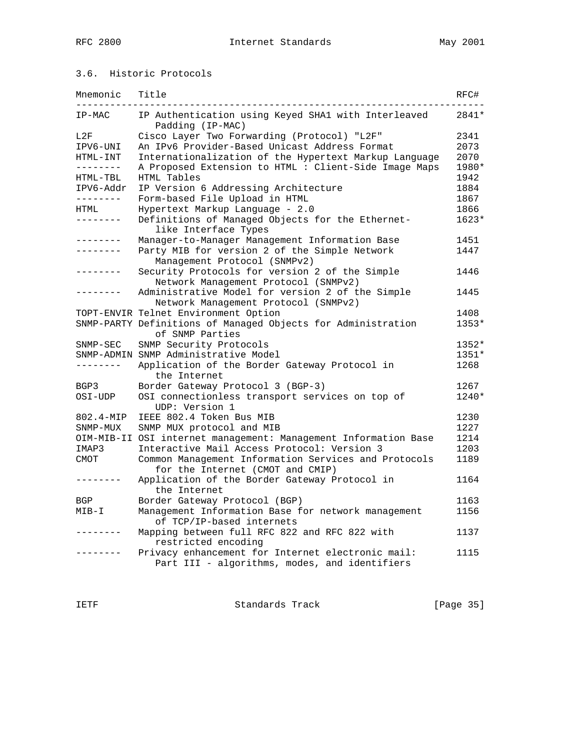### 3.6. Historic Protocols

| Mnemonic | Title | RFC# |
|---|---|---|
| IP-MAC | IP Authentication using Keyed SHA1 with Interleaved Padding (IP-MAC) | 2841* |
| L2F | Cisco Layer Two Forwarding (Protocol) "L2F" | 2341 |
| IPV6-UNI | An IPv6 Provider-Based Unicast Address Format | 2073 |
| HTML-INT | Internationalization of the Hypertext Markup Language | 2070 |
| -------- | A Proposed Extension to HTML : Client-Side Image Maps | 1980* |
| HTML-TBL | HTML Tables | 1942 |
| IPV6-Addr | IP Version 6 Addressing Architecture | 1884 |
| -------- | Form-based File Upload in HTML | 1867 |
| HTML | Hypertext Markup Language - 2.0 | 1866 |
| -------- | Definitions of Managed Objects for the Ethernet-like Interface Types | 1623* |
| -------- | Manager-to-Manager Management Information Base | 1451 |
| -------- | Party MIB for version 2 of the Simple Network Management Protocol (SNMPv2) | 1447 |
| -------- | Security Protocols for version 2 of the Simple Network Management Protocol (SNMPv2) | 1446 |
| -------- | Administrative Model for version 2 of the Simple Network Management Protocol (SNMPv2) | 1445 |
| TOPT-ENVIR | Telnet Environment Option | 1408 |
| SNMP-PARTY | Definitions of Managed Objects for Administration of SNMP Parties | 1353* |
| SNMP-SEC | SNMP Security Protocols | 1352* |
| SNMP-ADMIN | SNMP Administrative Model | 1351* |
| -------- | Application of the Border Gateway Protocol in the Internet | 1268 |
| BGP3 | Border Gateway Protocol 3 (BGP-3) | 1267 |
| OSI-UDP | OSI connectionless transport services on top of UDP: Version 1 | 1240* |
| 802.4-MIP | IEEE 802.4 Token Bus MIB | 1230 |
| SNMP-MUX | SNMP MUX protocol and MIB | 1227 |
| OIM-MIB-II | OSI internet management: Management Information Base | 1214 |
| IMAP3 | Interactive Mail Access Protocol: Version 3 | 1203 |
| CMOT | Common Management Information Services and Protocols for the Internet (CMOT and CMIP) | 1189 |
| -------- | Application of the Border Gateway Protocol in the Internet | 1164 |
| BGP | Border Gateway Protocol (BGP) | 1163 |
| MIB-I | Management Information Base for network management of TCP/IP-based internets | 1156 |
| -------- | Mapping between full RFC 822 and RFC 822 with restricted encoding | 1137 |
| -------- | Privacy enhancement for Internet electronic mail: Part III - algorithms, modes, and identifiers | 1115 |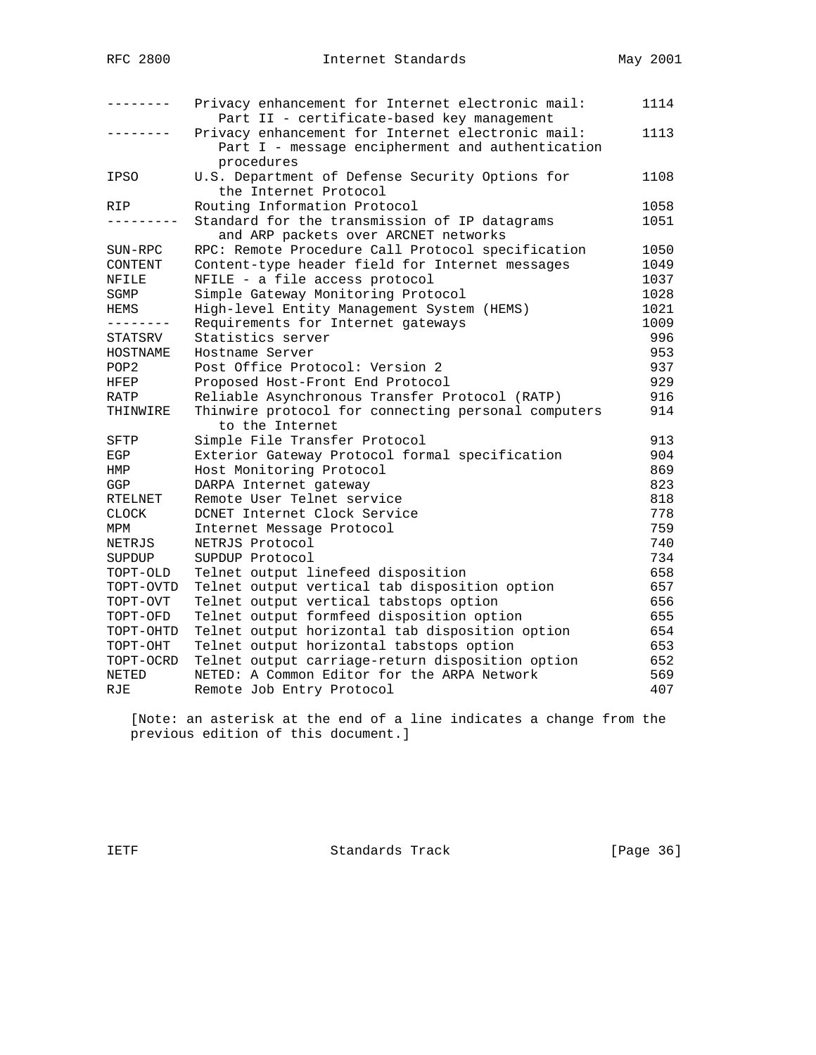| | | |
|---|---|---|
| -------- | Privacy enhancement for Internet electronic mail: Part II - certificate-based key management | 1114 |
| -------- | Privacy enhancement for Internet electronic mail: Part I - message encipherment and authentication procedures | 1113 |
| IPSO | U.S. Department of Defense Security Options for the Internet Protocol | 1108 |
| RIP | Routing Information Protocol | 1058 |
| --------- | Standard for the transmission of IP datagrams and ARP packets over ARCNET networks | 1051 |
| SUN-RPC | RPC: Remote Procedure Call Protocol specification | 1050 |
| CONTENT | Content-type header field for Internet messages | 1049 |
| NFILE | NFILE - a file access protocol | 1037 |
| SGMP | Simple Gateway Monitoring Protocol | 1028 |
| HEMS | High-level Entity Management System (HEMS) | 1021 |
| -------- | Requirements for Internet gateways | 1009 |
| STATSRV | Statistics server | 996 |
| HOSTNAME | Hostname Server | 953 |
| POP2 | Post Office Protocol: Version 2 | 937 |
| HFEP | Proposed Host-Front End Protocol | 929 |
| RATP | Reliable Asynchronous Transfer Protocol (RATP) | 916 |
| THINWIRE | Thinwire protocol for connecting personal computers to the Internet | 914 |
| SFTP | Simple File Transfer Protocol | 913 |
| EGP | Exterior Gateway Protocol formal specification | 904 |
| HMP | Host Monitoring Protocol | 869 |
| GGP | DARPA Internet gateway | 823 |
| RTELNET | Remote User Telnet service | 818 |
| CLOCK | DCNET Internet Clock Service | 778 |
| MPM | Internet Message Protocol | 759 |
| NETRJS | NETRJS Protocol | 740 |
| SUPDUP | SUPDUP Protocol | 734 |
| TOPT-OLD | Telnet output linefeed disposition | 658 |
| TOPT-OVTD | Telnet output vertical tab disposition option | 657 |
| TOPT-OVT | Telnet output vertical tabstops option | 656 |
| TOPT-OFD | Telnet output formfeed disposition option | 655 |
| TOPT-OHTD | Telnet output horizontal tab disposition option | 654 |
| TOPT-OHT | Telnet output horizontal tabstops option | 653 |
| TOPT-OCRD | Telnet output carriage-return disposition option | 652 |
| NETED | NETED: A Common Editor for the ARPA Network | 569 |
| RJE | Remote Job Entry Protocol | 407 |

[Note: an asterisk at the end of a line indicates a change from the previous edition of this document.]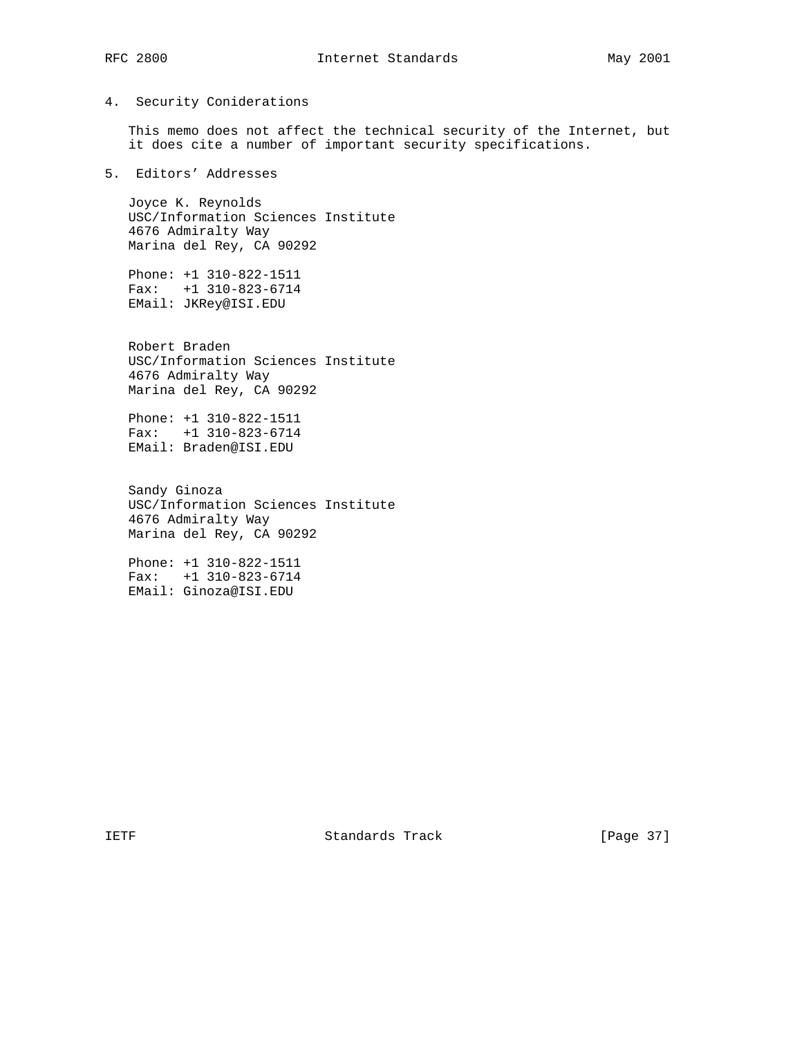## 4. Security Coniderations

This memo does not affect the technical security of the Internet, but it does cite a number of important security specifications.

## 5. Editors' Addresses

Joyce K. Reynolds
USC/Information Sciences Institute
4676 Admiralty Way
Marina del Rey, CA 90292

Phone: +1 310-822-1511
Fax: +1 310-823-6714
EMail: JKRey@ISI.EDU

Robert Braden
USC/Information Sciences Institute
4676 Admiralty Way
Marina del Rey, CA 90292

Phone: +1 310-822-1511
Fax: +1 310-823-6714
EMail: Braden@ISI.EDU

Sandy Ginoza
USC/Information Sciences Institute
4676 Admiralty Way
Marina del Rey, CA 90292

Phone: +1 310-822-1511
Fax: +1 310-823-6714
EMail: Ginoza@ISI.EDU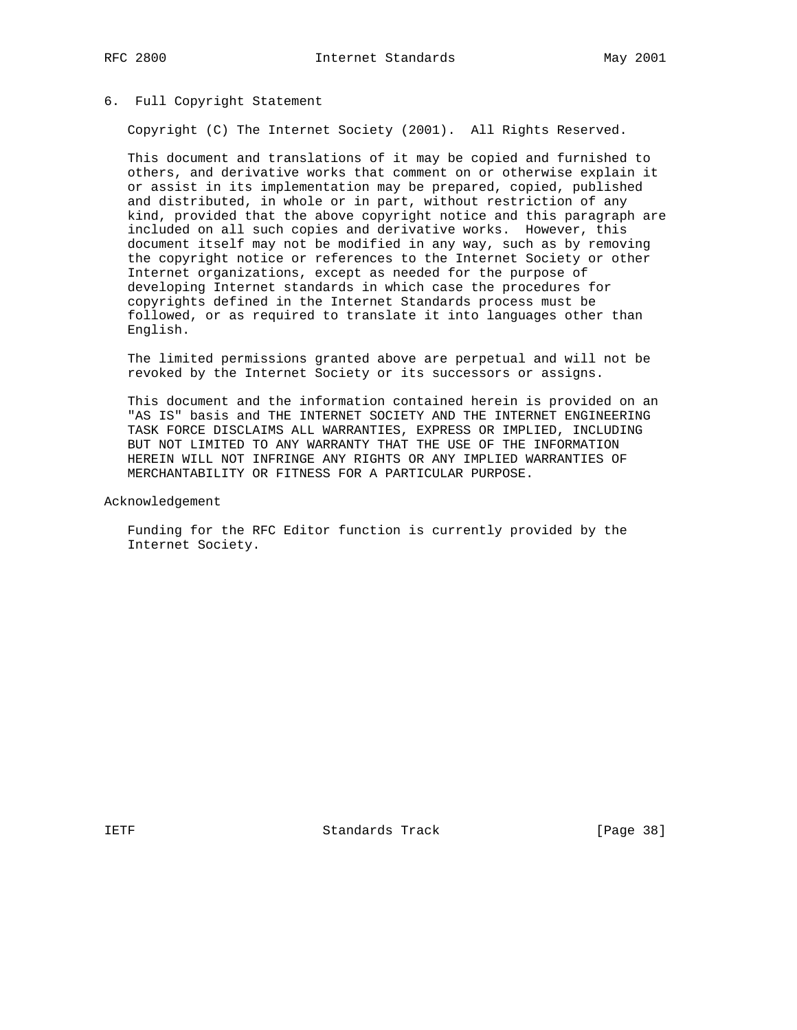## 6. Full Copyright Statement

Copyright (C) The Internet Society (2001). All Rights Reserved.

This document and translations of it may be copied and furnished to others, and derivative works that comment on or otherwise explain it or assist in its implementation may be prepared, copied, published and distributed, in whole or in part, without restriction of any kind, provided that the above copyright notice and this paragraph are included on all such copies and derivative works. However, this document itself may not be modified in any way, such as by removing the copyright notice or references to the Internet Society or other Internet organizations, except as needed for the purpose of developing Internet standards in which case the procedures for copyrights defined in the Internet Standards process must be followed, or as required to translate it into languages other than English.

The limited permissions granted above are perpetual and will not be revoked by the Internet Society or its successors or assigns.

This document and the information contained herein is provided on an "AS IS" basis and THE INTERNET SOCIETY AND THE INTERNET ENGINEERING TASK FORCE DISCLAIMS ALL WARRANTIES, EXPRESS OR IMPLIED, INCLUDING BUT NOT LIMITED TO ANY WARRANTY THAT THE USE OF THE INFORMATION HEREIN WILL NOT INFRINGE ANY RIGHTS OR ANY IMPLIED WARRANTIES OF MERCHANTABILITY OR FITNESS FOR A PARTICULAR PURPOSE.

## Acknowledgement

Funding for the RFC Editor function is currently provided by the Internet Society.